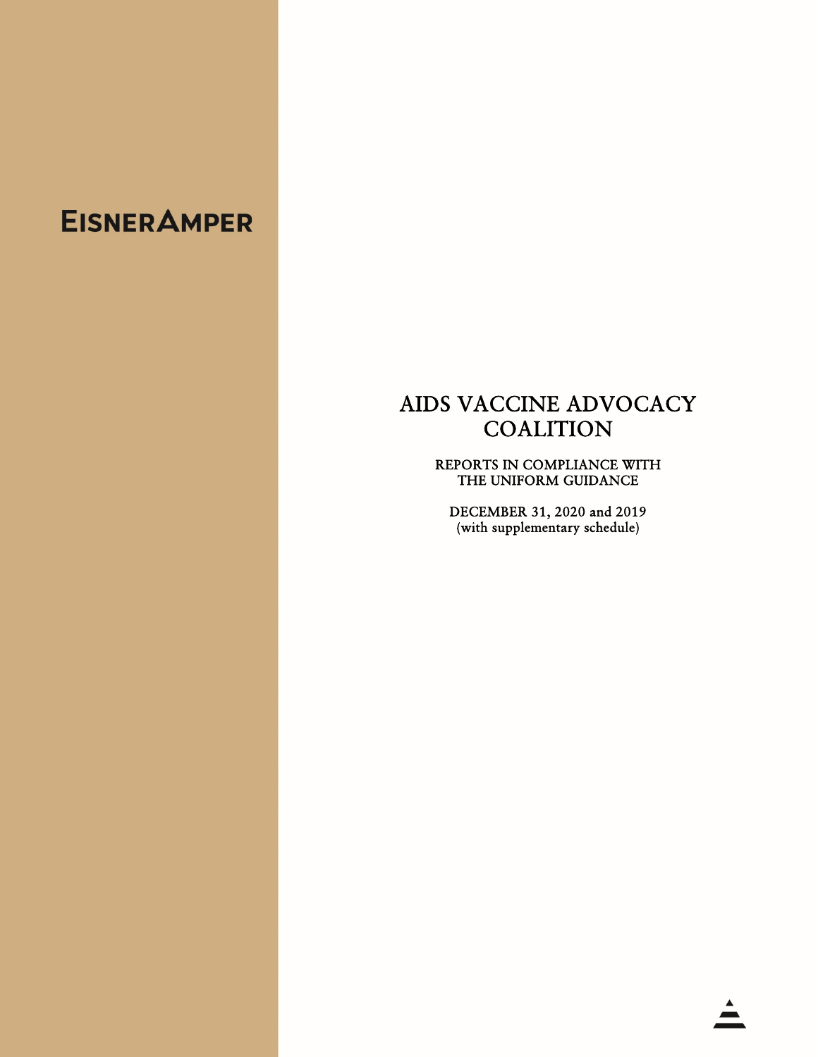EISNERAMPER

# AIDS VACCINE ADVOCACY COALITION

REPORTS IN COMPLIANCE WITH
THE UNIFORM GUIDANCE

DECEMBER 31, 2020 and 2019
(with supplementary schedule)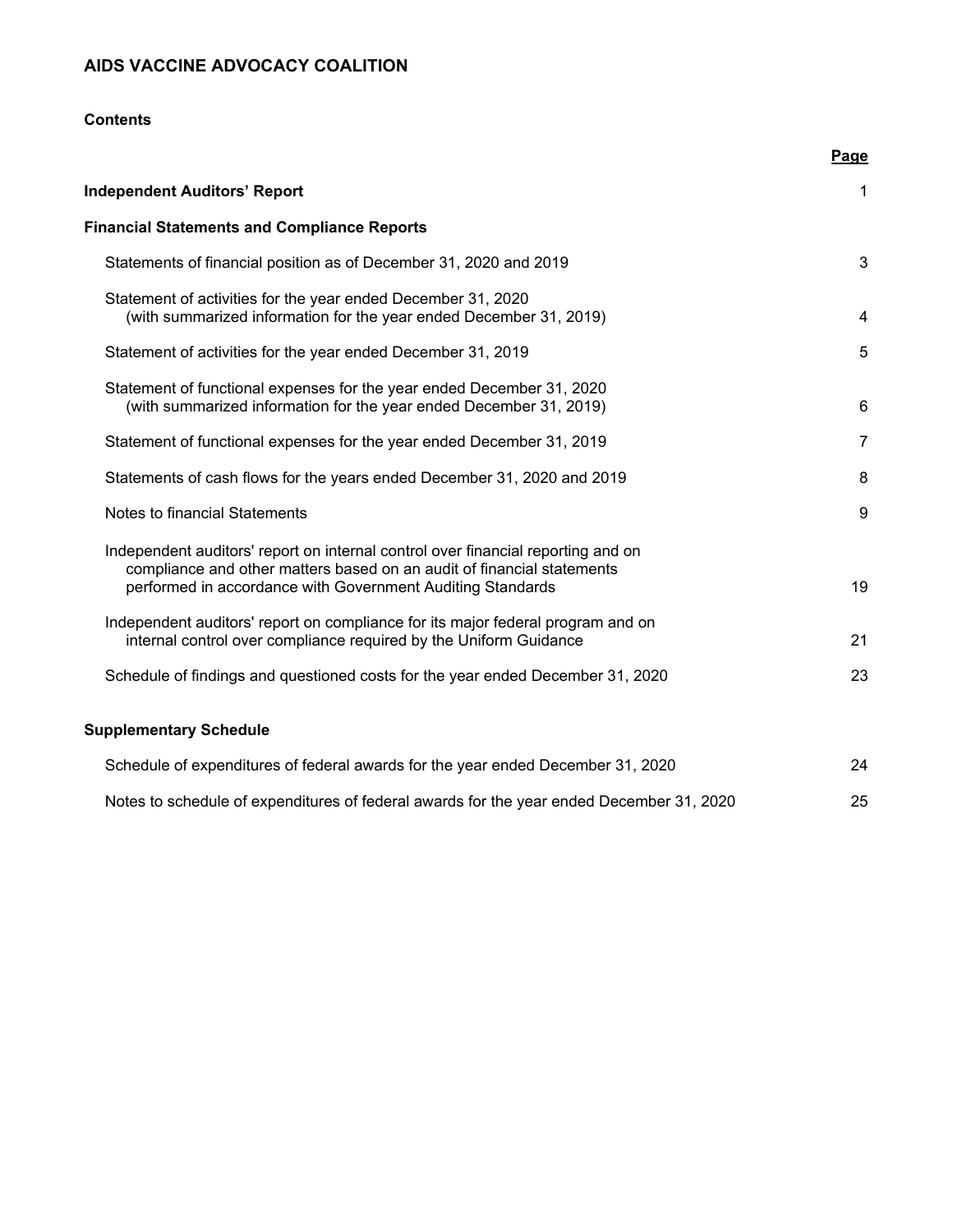# AIDS VACCINE ADVOCACY COALITION

## Contents

| | Page |
|---|---|
| **Independent Auditors' Report** | 1 |
| **Financial Statements and Compliance Reports** | |
| Statements of financial position as of December 31, 2020 and 2019 | 3 |
| Statement of activities for the year ended December 31, 2020 (with summarized information for the year ended December 31, 2019) | 4 |
| Statement of activities for the year ended December 31, 2019 | 5 |
| Statement of functional expenses for the year ended December 31, 2020 (with summarized information for the year ended December 31, 2019) | 6 |
| Statement of functional expenses for the year ended December 31, 2019 | 7 |
| Statements of cash flows for the years ended December 31, 2020 and 2019 | 8 |
| Notes to financial Statements | 9 |
| Independent auditors' report on internal control over financial reporting and on compliance and other matters based on an audit of financial statements performed in accordance with Government Auditing Standards | 19 |
| Independent auditors' report on compliance for its major federal program and on internal control over compliance required by the Uniform Guidance | 21 |
| Schedule of findings and questioned costs for the year ended December 31, 2020 | 23 |
| **Supplementary Schedule** | |
| Schedule of expenditures of federal awards for the year ended December 31, 2020 | 24 |
| Notes to schedule of expenditures of federal awards for the year ended December 31, 2020 | 25 |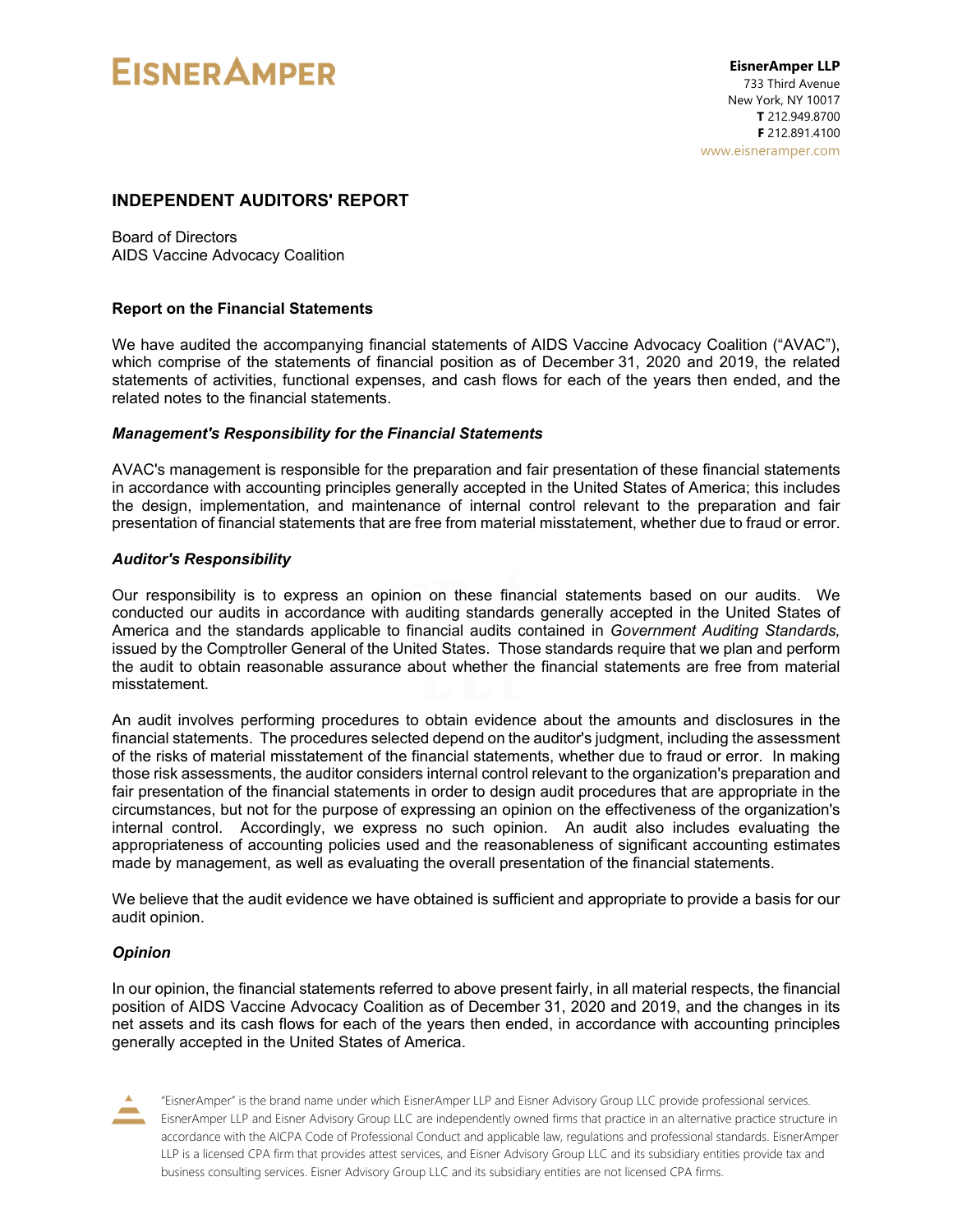**EisnerAmper LLP**
733 Third Avenue
New York, NY 10017
**T** 212.949.8700
**F** 212.891.4100
www.eisneramper.com

## INDEPENDENT AUDITORS' REPORT

Board of Directors
AIDS Vaccine Advocacy Coalition

### Report on the Financial Statements

We have audited the accompanying financial statements of AIDS Vaccine Advocacy Coalition ("AVAC"), which comprise of the statements of financial position as of December 31, 2020 and 2019, the related statements of activities, functional expenses, and cash flows for each of the years then ended, and the related notes to the financial statements.

#### *Management's Responsibility for the Financial Statements*

AVAC's management is responsible for the preparation and fair presentation of these financial statements in accordance with accounting principles generally accepted in the United States of America; this includes the design, implementation, and maintenance of internal control relevant to the preparation and fair presentation of financial statements that are free from material misstatement, whether due to fraud or error.

#### *Auditor's Responsibility*

Our responsibility is to express an opinion on these financial statements based on our audits. We conducted our audits in accordance with auditing standards generally accepted in the United States of America and the standards applicable to financial audits contained in *Government Auditing Standards,* issued by the Comptroller General of the United States. Those standards require that we plan and perform the audit to obtain reasonable assurance about whether the financial statements are free from material misstatement.

An audit involves performing procedures to obtain evidence about the amounts and disclosures in the financial statements. The procedures selected depend on the auditor's judgment, including the assessment of the risks of material misstatement of the financial statements, whether due to fraud or error. In making those risk assessments, the auditor considers internal control relevant to the organization's preparation and fair presentation of the financial statements in order to design audit procedures that are appropriate in the circumstances, but not for the purpose of expressing an opinion on the effectiveness of the organization's internal control. Accordingly, we express no such opinion. An audit also includes evaluating the appropriateness of accounting policies used and the reasonableness of significant accounting estimates made by management, as well as evaluating the overall presentation of the financial statements.

We believe that the audit evidence we have obtained is sufficient and appropriate to provide a basis for our audit opinion.

#### *Opinion*

In our opinion, the financial statements referred to above present fairly, in all material respects, the financial position of AIDS Vaccine Advocacy Coalition as of December 31, 2020 and 2019, and the changes in its net assets and its cash flows for each of the years then ended, in accordance with accounting principles generally accepted in the United States of America.

"EisnerAmper" is the brand name under which EisnerAmper LLP and Eisner Advisory Group LLC provide professional services. EisnerAmper LLP and Eisner Advisory Group LLC are independently owned firms that practice in an alternative practice structure in accordance with the AICPA Code of Professional Conduct and applicable law, regulations and professional standards. EisnerAmper LLP is a licensed CPA firm that provides attest services, and Eisner Advisory Group LLC and its subsidiary entities provide tax and business consulting services. Eisner Advisory Group LLC and its subsidiary entities are not licensed CPA firms.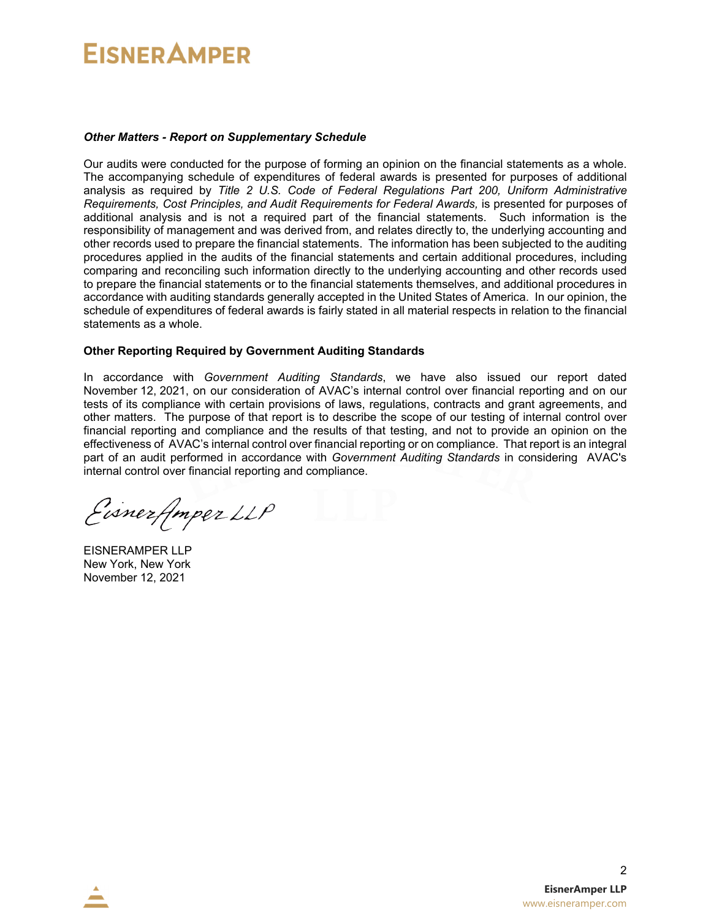***Other Matters - Report on Supplementary Schedule***

Our audits were conducted for the purpose of forming an opinion on the financial statements as a whole. The accompanying schedule of expenditures of federal awards is presented for purposes of additional analysis as required by *Title 2 U.S. Code of Federal Regulations Part 200, Uniform Administrative Requirements, Cost Principles, and Audit Requirements for Federal Awards,* is presented for purposes of additional analysis and is not a required part of the financial statements. Such information is the responsibility of management and was derived from, and relates directly to, the underlying accounting and other records used to prepare the financial statements. The information has been subjected to the auditing procedures applied in the audits of the financial statements and certain additional procedures, including comparing and reconciling such information directly to the underlying accounting and other records used to prepare the financial statements or to the financial statements themselves, and additional procedures in accordance with auditing standards generally accepted in the United States of America. In our opinion, the schedule of expenditures of federal awards is fairly stated in all material respects in relation to the financial statements as a whole.

**Other Reporting Required by Government Auditing Standards**

In accordance with *Government Auditing Standards*, we have also issued our report dated November 12, 2021, on our consideration of AVAC's internal control over financial reporting and on our tests of its compliance with certain provisions of laws, regulations, contracts and grant agreements, and other matters. The purpose of that report is to describe the scope of our testing of internal control over financial reporting and compliance and the results of that testing, and not to provide an opinion on the effectiveness of AVAC's internal control over financial reporting or on compliance. That report is an integral part of an audit performed in accordance with *Government Auditing Standards* in considering AVAC's internal control over financial reporting and compliance.

*EisnerAmper LLP*

EISNERAMPER LLP
New York, New York
November 12, 2021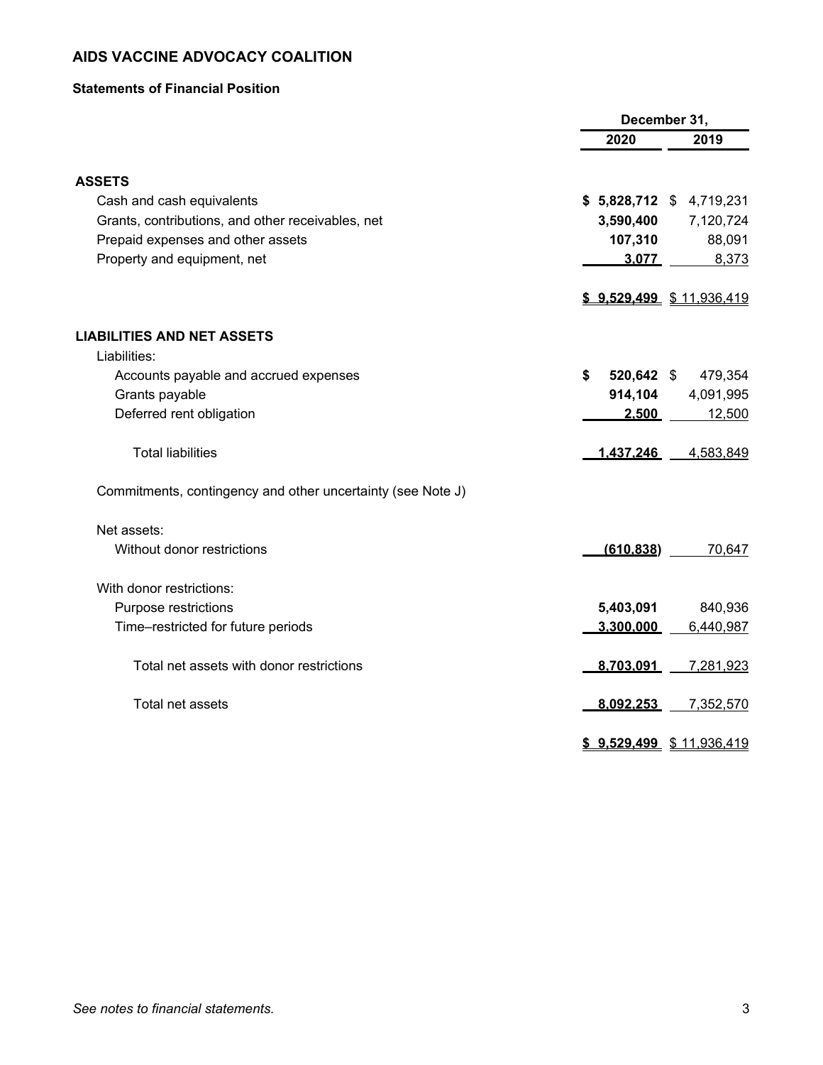**AIDS VACCINE ADVOCACY COALITION**

**Statements of Financial Position**

| | December 31, | |
|---|---|---|
| | **2020** | **2019** |
| **ASSETS** | | |
| Cash and cash equivalents | **$ 5,828,712** | $ 4,719,231 |
| Grants, contributions, and other receivables, net | **3,590,400** | 7,120,724 |
| Prepaid expenses and other assets | **107,310** | 88,091 |
| Property and equipment, net | **3,077** | 8,373 |
| | **$ 9,529,499** | $ 11,936,419 |
| **LIABILITIES AND NET ASSETS** | | |
| Liabilities: | | |
| Accounts payable and accrued expenses | **$ 520,642** | $ 479,354 |
| Grants payable | **914,104** | 4,091,995 |
| Deferred rent obligation | **2,500** | 12,500 |
| Total liabilities | **1,437,246** | 4,583,849 |
| Commitments, contingency and other uncertainty (see Note J) | | |
| Net assets: | | |
| Without donor restrictions | **(610,838)** | 70,647 |
| With donor restrictions: | | |
| Purpose restrictions | **5,403,091** | 840,936 |
| Time–restricted for future periods | **3,300,000** | 6,440,987 |
| Total net assets with donor restrictions | **8,703,091** | 7,281,923 |
| Total net assets | **8,092,253** | 7,352,570 |
| | **$ 9,529,499** | $ 11,936,419 |

*See notes to financial statements.*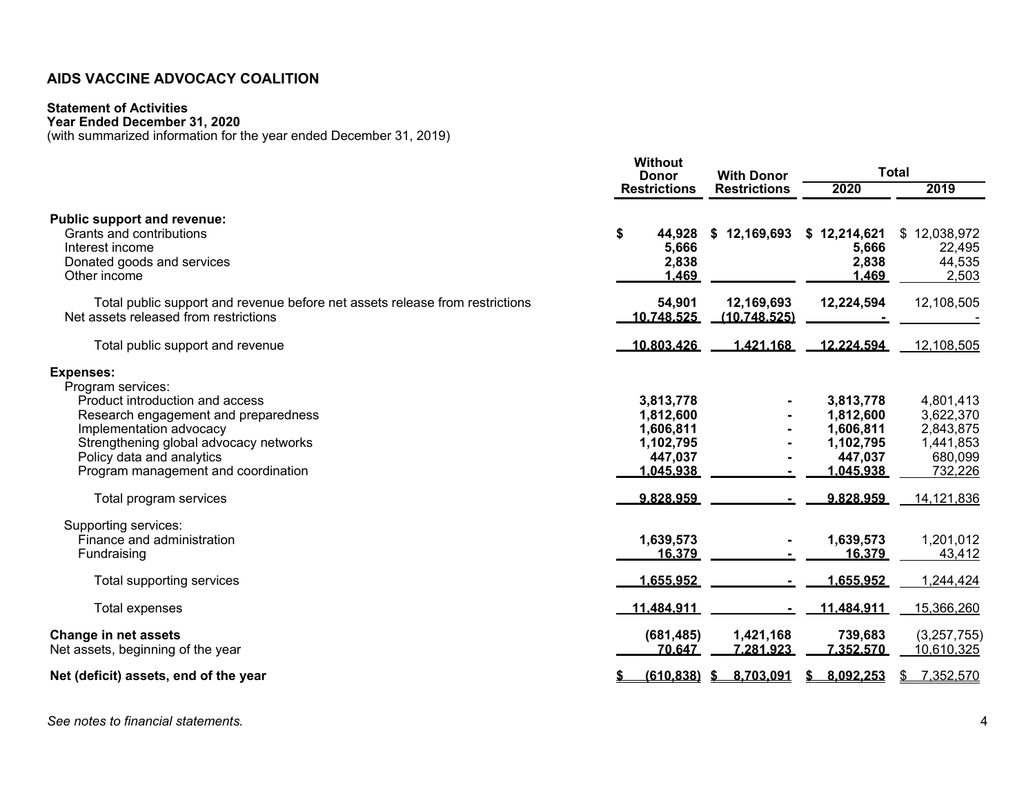# AIDS VACCINE ADVOCACY COALITION

**Statement of Activities**
**Year Ended December 31, 2020**
(with summarized information for the year ended December 31, 2019)

| | Without Donor Restrictions | With Donor Restrictions | Total 2020 | Total 2019 |
|---|---|---|---|---|
| **Public support and revenue:** | | | | |
| Grants and contributions | $ 44,928 | $ 12,169,693 | $ 12,214,621 | $ 12,038,972 |
| Interest income | 5,666 | | 5,666 | 22,495 |
| Donated goods and services | 2,838 | | 2,838 | 44,535 |
| Other income | 1,469 | | 1,469 | 2,503 |
| Total public support and revenue before net assets release from restrictions | 54,901 | 12,169,693 | 12,224,594 | 12,108,505 |
| Net assets released from restrictions | 10,748,525 | (10,748,525) | - | - |
| Total public support and revenue | 10,803,426 | 1,421,168 | 12,224,594 | 12,108,505 |
| **Expenses:** | | | | |
| Program services: | | | | |
| Product introduction and access | 3,813,778 | - | 3,813,778 | 4,801,413 |
| Research engagement and preparedness | 1,812,600 | - | 1,812,600 | 3,622,370 |
| Implementation advocacy | 1,606,811 | - | 1,606,811 | 2,843,875 |
| Strengthening global advocacy networks | 1,102,795 | - | 1,102,795 | 1,441,853 |
| Policy data and analytics | 447,037 | - | 447,037 | 680,099 |
| Program management and coordination | 1,045,938 | - | 1,045,938 | 732,226 |
| Total program services | 9,828,959 | - | 9,828,959 | 14,121,836 |
| Supporting services: | | | | |
| Finance and administration | 1,639,573 | - | 1,639,573 | 1,201,012 |
| Fundraising | 16,379 | - | 16,379 | 43,412 |
| Total supporting services | 1,655,952 | - | 1,655,952 | 1,244,424 |
| Total expenses | 11,484,911 | - | 11,484,911 | 15,366,260 |
| **Change in net assets** | (681,485) | 1,421,168 | 739,683 | (3,257,755) |
| Net assets, beginning of the year | 70,647 | 7,281,923 | 7,352,570 | 10,610,325 |
| **Net (deficit) assets, end of the year** | $ (610,838) | $ 8,703,091 | $ 8,092,253 | $ 7,352,570 |

*See notes to financial statements.*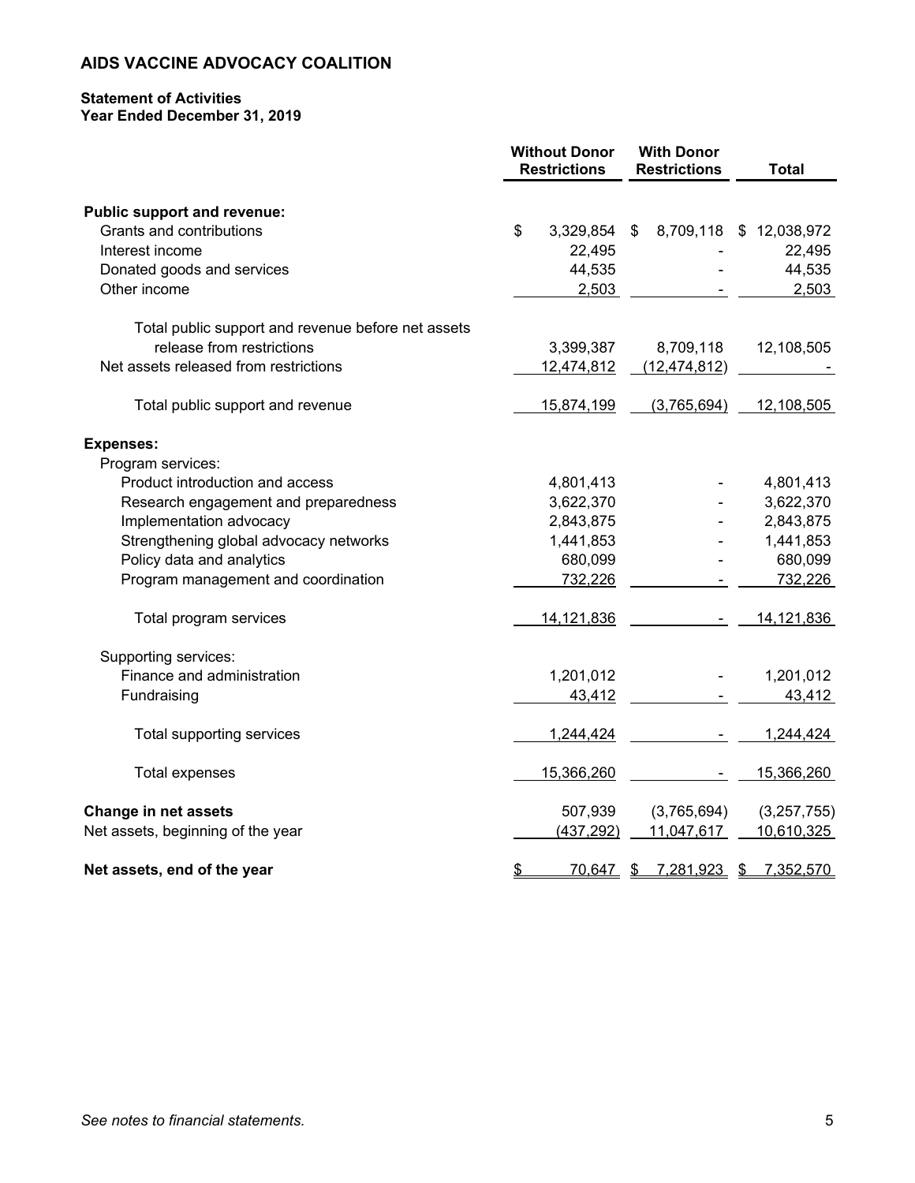**AIDS VACCINE ADVOCACY COALITION**

**Statement of Activities**
**Year Ended December 31, 2019**

| | Without Donor Restrictions | With Donor Restrictions | Total |
|---|---|---|---|
| **Public support and revenue:** | | | |
| Grants and contributions | $ 3,329,854 | $ 8,709,118 | $ 12,038,972 |
| Interest income | 22,495 | - | 22,495 |
| Donated goods and services | 44,535 | - | 44,535 |
| Other income | 2,503 | - | 2,503 |
| Total public support and revenue before net assets release from restrictions | 3,399,387 | 8,709,118 | 12,108,505 |
| Net assets released from restrictions | 12,474,812 | (12,474,812) | - |
| Total public support and revenue | 15,874,199 | (3,765,694) | 12,108,505 |
| **Expenses:** | | | |
| Program services: | | | |
| Product introduction and access | 4,801,413 | - | 4,801,413 |
| Research engagement and preparedness | 3,622,370 | - | 3,622,370 |
| Implementation advocacy | 2,843,875 | - | 2,843,875 |
| Strengthening global advocacy networks | 1,441,853 | - | 1,441,853 |
| Policy data and analytics | 680,099 | - | 680,099 |
| Program management and coordination | 732,226 | - | 732,226 |
| Total program services | 14,121,836 | - | 14,121,836 |
| Supporting services: | | | |
| Finance and administration | 1,201,012 | - | 1,201,012 |
| Fundraising | 43,412 | - | 43,412 |
| Total supporting services | 1,244,424 | - | 1,244,424 |
| Total expenses | 15,366,260 | - | 15,366,260 |
| **Change in net assets** | 507,939 | (3,765,694) | (3,257,755) |
| Net assets, beginning of the year | (437,292) | 11,047,617 | 10,610,325 |
| **Net assets, end of the year** | $ 70,647 | $ 7,281,923 | $ 7,352,570 |

*See notes to financial statements.*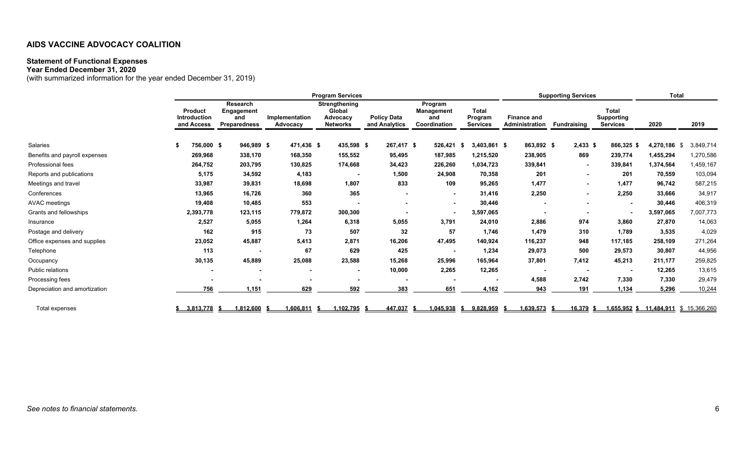# AIDS VACCINE ADVOCACY COALITION

## Statement of Functional Expenses

**Year Ended December 31, 2020**

(with summarized information for the year ended December 31, 2019)

| | Program Services | | | | | | | Supporting Services | | | Total | |
|---|---|---|---|---|---|---|---|---|---|---|---|---|
| | Product Introduction and Access | Research Engagement and Preparedness | Implementation Advocacy | Strengthening Global Advocacy Networks | Policy Data and Analytics | Program Management and Coordination | Total Program Services | Finance and Administration | Fundraising | Total Supporting Services | 2020 | 2019 |
| Salaries | $ 756,000 | $ 946,989 | $ 471,436 | $ 435,598 | $ 267,417 | $ 526,421 | $ 3,403,861 | $ 863,892 | $ 2,433 | $ 866,325 | $ 4,270,186 | $ 3,849,714 |
| Benefits and payroll expenses | 269,968 | 338,170 | 168,350 | 155,552 | 95,495 | 187,985 | 1,215,520 | 238,905 | 869 | 239,774 | 1,455,294 | 1,270,586 |
| Professional fees | 264,752 | 203,795 | 130,825 | 174,668 | 34,423 | 226,260 | 1,034,723 | 339,841 | - | 339,841 | 1,374,564 | 1,459,167 |
| Reports and publications | 5,175 | 34,592 | 4,183 | - | 1,500 | 24,908 | 70,358 | 201 | - | 201 | 70,559 | 103,094 |
| Meetings and travel | 33,987 | 39,831 | 18,698 | 1,807 | 833 | 109 | 95,265 | 1,477 | - | 1,477 | 96,742 | 587,215 |
| Conferences | 13,965 | 16,726 | 360 | 365 | - | - | 31,416 | 2,250 | - | 2,250 | 33,666 | 34,917 |
| AVAC meetings | 19,408 | 10,485 | 553 | - | - | - | 30,446 | - | - | - | 30,446 | 406,319 |
| Grants and fellowships | 2,393,778 | 123,115 | 779,872 | 300,300 | - | - | 3,597,065 | - | - | - | 3,597,065 | 7,007,773 |
| Insurance | 2,527 | 5,055 | 1,264 | 6,318 | 5,055 | 3,791 | 24,010 | 2,886 | 974 | 3,860 | 27,870 | 14,063 |
| Postage and delivery | 162 | 915 | 73 | 507 | 32 | 57 | 1,746 | 1,479 | 310 | 1,789 | 3,535 | 4,029 |
| Office expenses and supplies | 23,052 | 45,887 | 5,413 | 2,871 | 16,206 | 47,495 | 140,924 | 116,237 | 948 | 117,185 | 258,109 | 271,264 |
| Telephone | 113 | - | 67 | 629 | 425 | - | 1,234 | 29,073 | 500 | 29,573 | 30,807 | 44,956 |
| Occupancy | 30,135 | 45,889 | 25,088 | 23,588 | 15,268 | 25,996 | 165,964 | 37,801 | 7,412 | 45,213 | 211,177 | 259,825 |
| Public relations | - | - | - | - | 10,000 | 2,265 | 12,265 | - | - | - | 12,265 | 13,615 |
| Processing fees | - | - | - | - | - | - | - | 4,588 | 2,742 | 7,330 | 7,330 | 29,479 |
| Depreciation and amortization | 756 | 1,151 | 629 | 592 | 383 | 651 | 4,162 | 943 | 191 | 1,134 | 5,296 | 10,244 |
| Total expenses | $ 3,813,778 | $ 1,812,600 | $ 1,606,811 | $ 1,102,795 | $ 447,037 | $ 1,045,938 | $ 9,828,959 | $ 1,639,573 | $ 16,379 | $ 1,655,952 | $ 11,484,911 | $ 15,366,260 |

*See notes to financial statements.*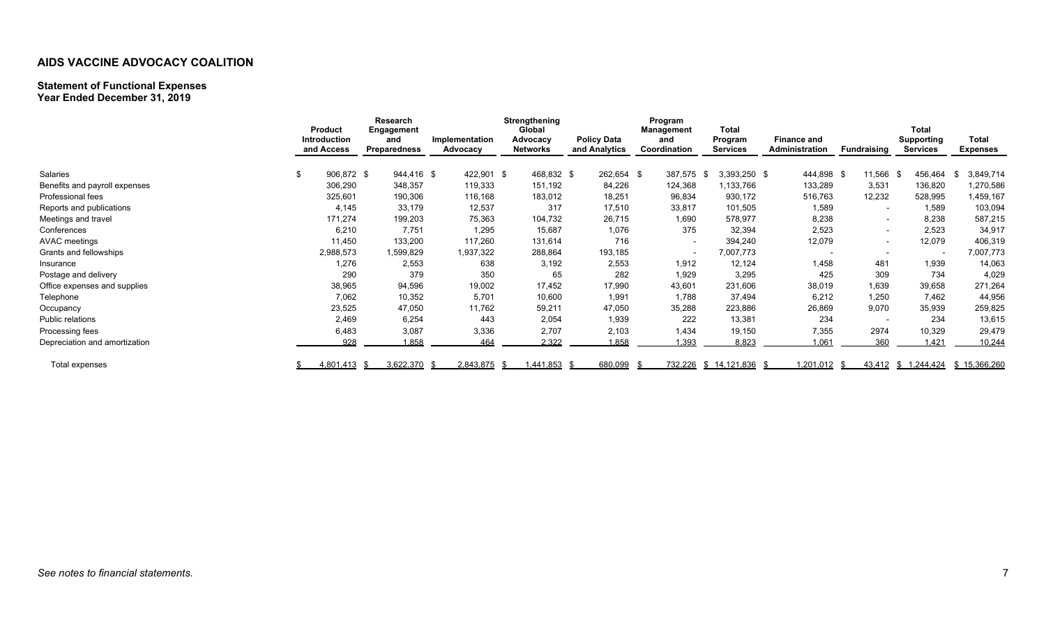## AIDS VACCINE ADVOCACY COALITION

### Statement of Functional Expenses
**Year Ended December 31, 2019**

| | Product Introduction and Access | Research Engagement and Preparedness | Implementation Advocacy | Strengthening Global Advocacy Networks | Policy Data and Analytics | Program Management and Coordination | Total Program Services | Finance and Administration | Fundraising | Total Supporting Services | Total Expenses |
|---|---|---|---|---|---|---|---|---|---|---|---|
| Salaries | $ 906,872 | $ 944,416 | $ 422,901 | $ 468,832 | $ 262,654 | $ 387,575 | $ 3,393,250 | $ 444,898 | $ 11,566 | $ 456,464 | $ 3,849,714 |
| Benefits and payroll expenses | 306,290 | 348,357 | 119,333 | 151,192 | 84,226 | 124,368 | 1,133,766 | 133,289 | 3,531 | 136,820 | 1,270,586 |
| Professional fees | 325,601 | 190,306 | 116,168 | 183,012 | 18,251 | 96,834 | 930,172 | 516,763 | 12,232 | 528,995 | 1,459,167 |
| Reports and publications | 4,145 | 33,179 | 12,537 | 317 | 17,510 | 33,817 | 101,505 | 1,589 | - | 1,589 | 103,094 |
| Meetings and travel | 171,274 | 199,203 | 75,363 | 104,732 | 26,715 | 1,690 | 578,977 | 8,238 | - | 8,238 | 587,215 |
| Conferences | 6,210 | 7,751 | 1,295 | 15,687 | 1,076 | 375 | 32,394 | 2,523 | - | 2,523 | 34,917 |
| AVAC meetings | 11,450 | 133,200 | 117,260 | 131,614 | 716 | - | 394,240 | 12,079 | - | 12,079 | 406,319 |
| Grants and fellowships | 2,988,573 | 1,599,829 | 1,937,322 | 288,864 | 193,185 | - | 7,007,773 | - | - | - | 7,007,773 |
| Insurance | 1,276 | 2,553 | 638 | 3,192 | 2,553 | 1,912 | 12,124 | 1,458 | 481 | 1,939 | 14,063 |
| Postage and delivery | 290 | 379 | 350 | 65 | 282 | 1,929 | 3,295 | 425 | 309 | 734 | 4,029 |
| Office expenses and supplies | 38,965 | 94,596 | 19,002 | 17,452 | 17,990 | 43,601 | 231,606 | 38,019 | 1,639 | 39,658 | 271,264 |
| Telephone | 7,062 | 10,352 | 5,701 | 10,600 | 1,991 | 1,788 | 37,494 | 6,212 | 1,250 | 7,462 | 44,956 |
| Occupancy | 23,525 | 47,050 | 11,762 | 59,211 | 47,050 | 35,288 | 223,886 | 26,869 | 9,070 | 35,939 | 259,825 |
| Public relations | 2,469 | 6,254 | 443 | 2,054 | 1,939 | 222 | 13,381 | 234 | - | 234 | 13,615 |
| Processing fees | 6,483 | 3,087 | 3,336 | 2,707 | 2,103 | 1,434 | 19,150 | 7,355 | 2974 | 10,329 | 29,479 |
| Depreciation and amortization | 928 | 1,858 | 464 | 2,322 | 1,858 | 1,393 | 8,823 | 1,061 | 360 | 1,421 | 10,244 |
| Total expenses | $ 4,801,413 | $ 3,622,370 | $ 2,843,875 | $ 1,441,853 | $ 680,099 | $ 732,226 | $ 14,121,836 | $ 1,201,012 | $ 43,412 | $ 1,244,424 | $ 15,366,260 |

*See notes to financial statements.*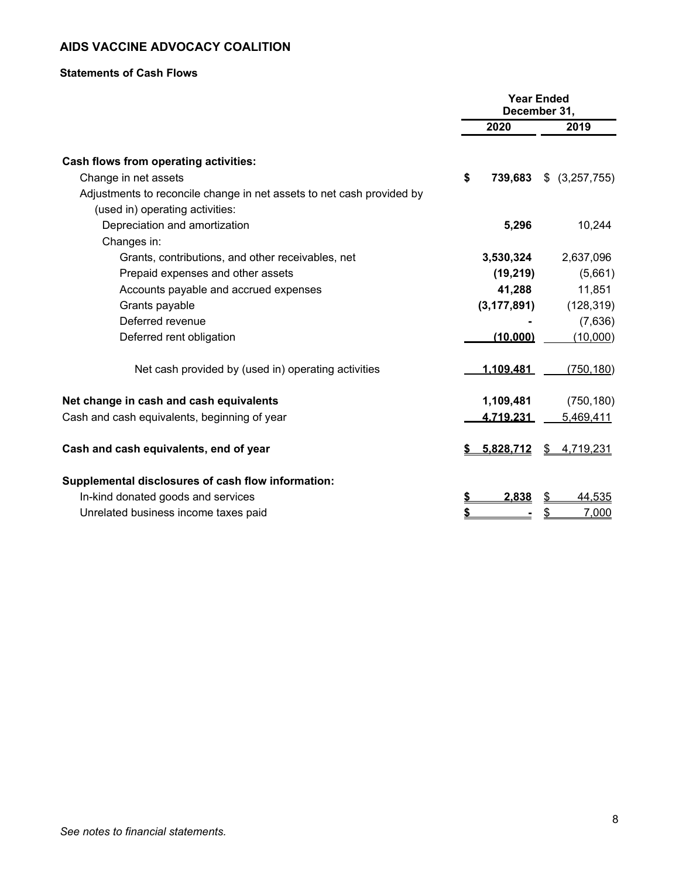# AIDS VACCINE ADVOCACY COALITION

## Statements of Cash Flows

| | Year Ended December 31, | |
|---|---|---|
| | 2020 | 2019 |
| **Cash flows from operating activities:** | | |
| Change in net assets | $ 739,683 | $ (3,257,755) |
| Adjustments to reconcile change in net assets to net cash provided by (used in) operating activities: | | |
| Depreciation and amortization | 5,296 | 10,244 |
| Changes in: | | |
| Grants, contributions, and other receivables, net | 3,530,324 | 2,637,096 |
| Prepaid expenses and other assets | (19,219) | (5,661) |
| Accounts payable and accrued expenses | 41,288 | 11,851 |
| Grants payable | (3,177,891) | (128,319) |
| Deferred revenue | - | (7,636) |
| Deferred rent obligation | (10,000) | (10,000) |
| Net cash provided by (used in) operating activities | 1,109,481 | (750,180) |
| **Net change in cash and cash equivalents** | 1,109,481 | (750,180) |
| Cash and cash equivalents, beginning of year | 4,719,231 | 5,469,411 |
| **Cash and cash equivalents, end of year** | $ 5,828,712 | $ 4,719,231 |
| **Supplemental disclosures of cash flow information:** | | |
| In-kind donated goods and services | $ 2,838 | $ 44,535 |
| Unrelated business income taxes paid | $ - | $ 7,000 |

*See notes to financial statements.*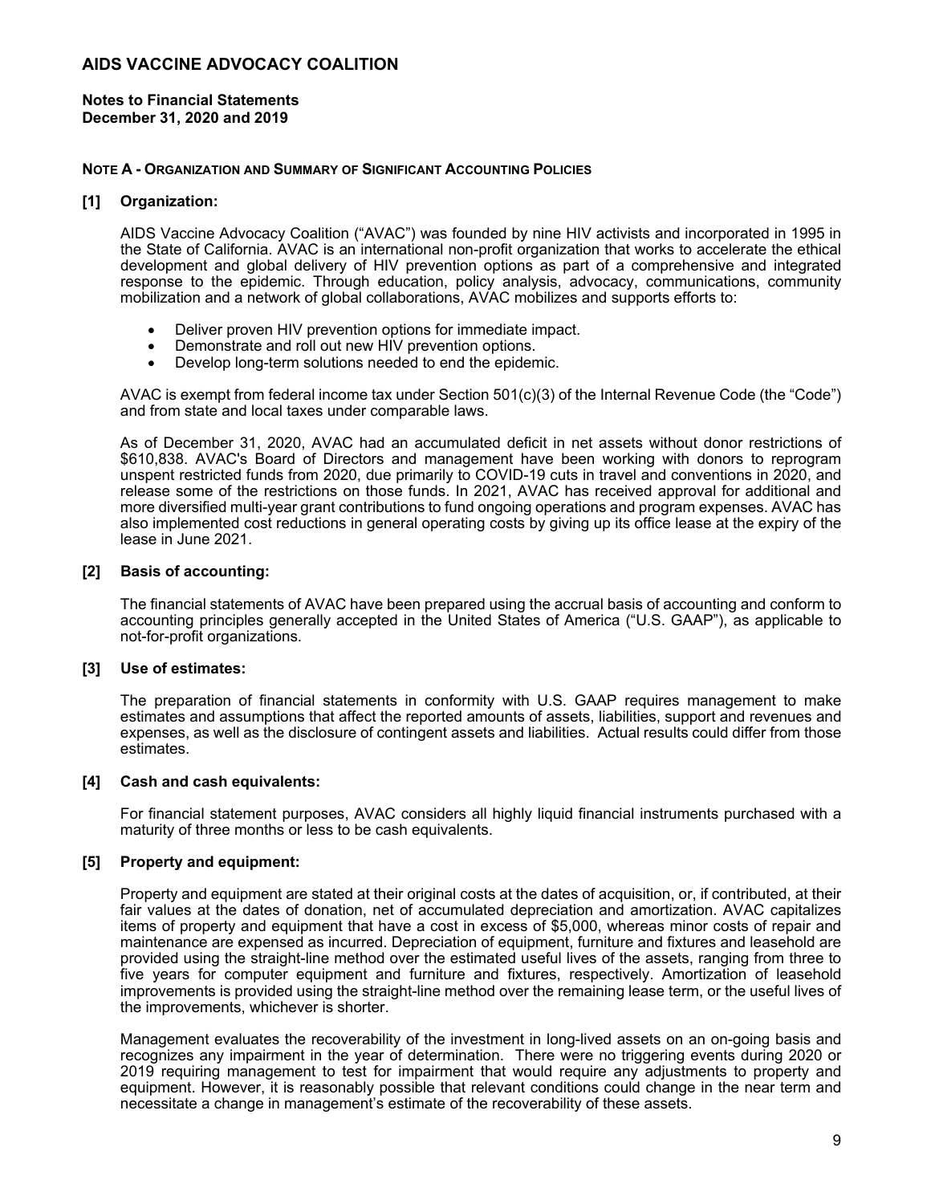# AIDS VACCINE ADVOCACY COALITION

**Notes to Financial Statements**
**December 31, 2020 and 2019**

## NOTE A - ORGANIZATION AND SUMMARY OF SIGNIFICANT ACCOUNTING POLICIES

### [1] Organization:

AIDS Vaccine Advocacy Coalition ("AVAC") was founded by nine HIV activists and incorporated in 1995 in the State of California. AVAC is an international non-profit organization that works to accelerate the ethical development and global delivery of HIV prevention options as part of a comprehensive and integrated response to the epidemic. Through education, policy analysis, advocacy, communications, community mobilization and a network of global collaborations, AVAC mobilizes and supports efforts to:

- Deliver proven HIV prevention options for immediate impact.
- Demonstrate and roll out new HIV prevention options.
- Develop long-term solutions needed to end the epidemic.

AVAC is exempt from federal income tax under Section 501(c)(3) of the Internal Revenue Code (the "Code") and from state and local taxes under comparable laws.

As of December 31, 2020, AVAC had an accumulated deficit in net assets without donor restrictions of $610,838. AVAC's Board of Directors and management have been working with donors to reprogram unspent restricted funds from 2020, due primarily to COVID-19 cuts in travel and conventions in 2020, and release some of the restrictions on those funds. In 2021, AVAC has received approval for additional and more diversified multi-year grant contributions to fund ongoing operations and program expenses. AVAC has also implemented cost reductions in general operating costs by giving up its office lease at the expiry of the lease in June 2021.

### [2] Basis of accounting:

The financial statements of AVAC have been prepared using the accrual basis of accounting and conform to accounting principles generally accepted in the United States of America ("U.S. GAAP"), as applicable to not-for-profit organizations.

### [3] Use of estimates:

The preparation of financial statements in conformity with U.S. GAAP requires management to make estimates and assumptions that affect the reported amounts of assets, liabilities, support and revenues and expenses, as well as the disclosure of contingent assets and liabilities. Actual results could differ from those estimates.

### [4] Cash and cash equivalents:

For financial statement purposes, AVAC considers all highly liquid financial instruments purchased with a maturity of three months or less to be cash equivalents.

### [5] Property and equipment:

Property and equipment are stated at their original costs at the dates of acquisition, or, if contributed, at their fair values at the dates of donation, net of accumulated depreciation and amortization. AVAC capitalizes items of property and equipment that have a cost in excess of $5,000, whereas minor costs of repair and maintenance are expensed as incurred. Depreciation of equipment, furniture and fixtures and leasehold are provided using the straight-line method over the estimated useful lives of the assets, ranging from three to five years for computer equipment and furniture and fixtures, respectively. Amortization of leasehold improvements is provided using the straight-line method over the remaining lease term, or the useful lives of the improvements, whichever is shorter.

Management evaluates the recoverability of the investment in long-lived assets on an on-going basis and recognizes any impairment in the year of determination. There were no triggering events during 2020 or 2019 requiring management to test for impairment that would require any adjustments to property and equipment. However, it is reasonably possible that relevant conditions could change in the near term and necessitate a change in management's estimate of the recoverability of these assets.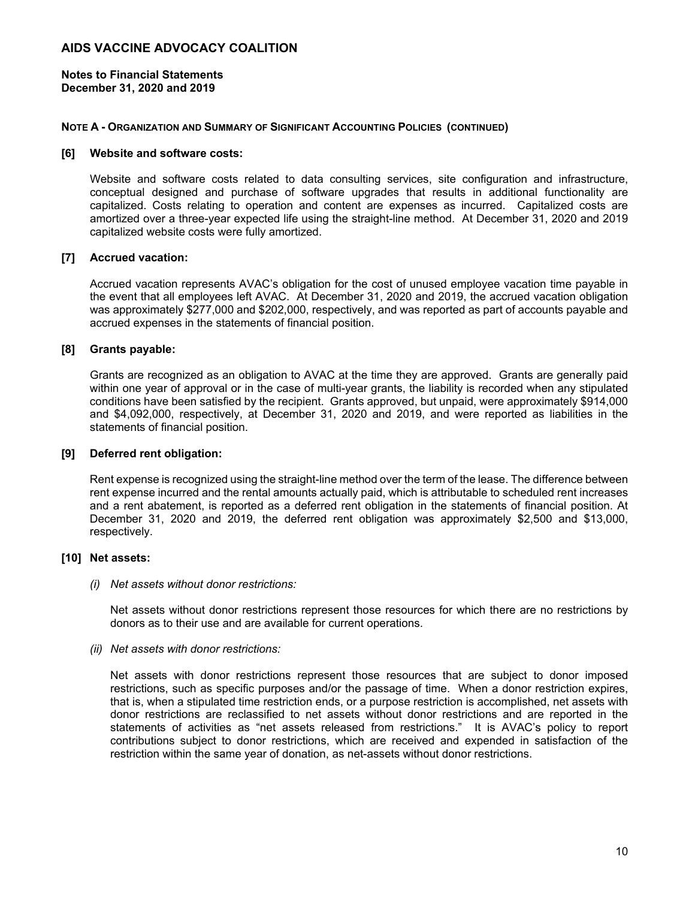**NOTE A - ORGANIZATION AND SUMMARY OF SIGNIFICANT ACCOUNTING POLICIES (CONTINUED)**

**[6] Website and software costs:**

Website and software costs related to data consulting services, site configuration and infrastructure, conceptual designed and purchase of software upgrades that results in additional functionality are capitalized. Costs relating to operation and content are expenses as incurred. Capitalized costs are amortized over a three-year expected life using the straight-line method. At December 31, 2020 and 2019 capitalized website costs were fully amortized.

**[7] Accrued vacation:**

Accrued vacation represents AVAC's obligation for the cost of unused employee vacation time payable in the event that all employees left AVAC. At December 31, 2020 and 2019, the accrued vacation obligation was approximately $277,000 and $202,000, respectively, and was reported as part of accounts payable and accrued expenses in the statements of financial position.

**[8] Grants payable:**

Grants are recognized as an obligation to AVAC at the time they are approved. Grants are generally paid within one year of approval or in the case of multi-year grants, the liability is recorded when any stipulated conditions have been satisfied by the recipient. Grants approved, but unpaid, were approximately $914,000 and $4,092,000, respectively, at December 31, 2020 and 2019, and were reported as liabilities in the statements of financial position.

**[9] Deferred rent obligation:**

Rent expense is recognized using the straight-line method over the term of the lease. The difference between rent expense incurred and the rental amounts actually paid, which is attributable to scheduled rent increases and a rent abatement, is reported as a deferred rent obligation in the statements of financial position. At December 31, 2020 and 2019, the deferred rent obligation was approximately $2,500 and $13,000, respectively.

**[10] Net assets:**

*(i) Net assets without donor restrictions:*

Net assets without donor restrictions represent those resources for which there are no restrictions by donors as to their use and are available for current operations.

*(ii) Net assets with donor restrictions:*

Net assets with donor restrictions represent those resources that are subject to donor imposed restrictions, such as specific purposes and/or the passage of time. When a donor restriction expires, that is, when a stipulated time restriction ends, or a purpose restriction is accomplished, net assets with donor restrictions are reclassified to net assets without donor restrictions and are reported in the statements of activities as "net assets released from restrictions." It is AVAC's policy to report contributions subject to donor restrictions, which are received and expended in satisfaction of the restriction within the same year of donation, as net-assets without donor restrictions.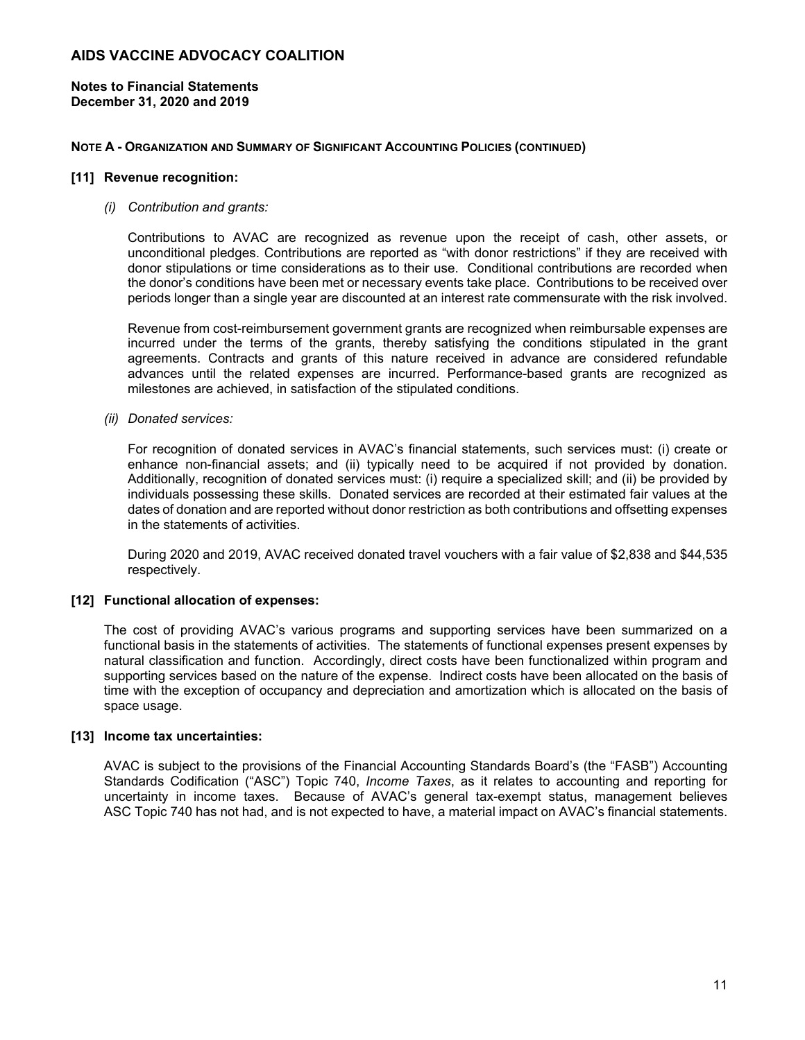# AIDS VACCINE ADVOCACY COALITION

**Notes to Financial Statements**
**December 31, 2020 and 2019**

**NOTE A - ORGANIZATION AND SUMMARY OF SIGNIFICANT ACCOUNTING POLICIES (CONTINUED)**

### [11] Revenue recognition:

*(i) Contribution and grants:*

Contributions to AVAC are recognized as revenue upon the receipt of cash, other assets, or unconditional pledges. Contributions are reported as "with donor restrictions" if they are received with donor stipulations or time considerations as to their use. Conditional contributions are recorded when the donor's conditions have been met or necessary events take place. Contributions to be received over periods longer than a single year are discounted at an interest rate commensurate with the risk involved.

Revenue from cost-reimbursement government grants are recognized when reimbursable expenses are incurred under the terms of the grants, thereby satisfying the conditions stipulated in the grant agreements. Contracts and grants of this nature received in advance are considered refundable advances until the related expenses are incurred. Performance-based grants are recognized as milestones are achieved, in satisfaction of the stipulated conditions.

*(ii) Donated services:*

For recognition of donated services in AVAC's financial statements, such services must: (i) create or enhance non-financial assets; and (ii) typically need to be acquired if not provided by donation. Additionally, recognition of donated services must: (i) require a specialized skill; and (ii) be provided by individuals possessing these skills. Donated services are recorded at their estimated fair values at the dates of donation and are reported without donor restriction as both contributions and offsetting expenses in the statements of activities.

During 2020 and 2019, AVAC received donated travel vouchers with a fair value of $2,838 and $44,535 respectively.

### [12] Functional allocation of expenses:

The cost of providing AVAC's various programs and supporting services have been summarized on a functional basis in the statements of activities. The statements of functional expenses present expenses by natural classification and function. Accordingly, direct costs have been functionalized within program and supporting services based on the nature of the expense. Indirect costs have been allocated on the basis of time with the exception of occupancy and depreciation and amortization which is allocated on the basis of space usage.

### [13] Income tax uncertainties:

AVAC is subject to the provisions of the Financial Accounting Standards Board's (the "FASB") Accounting Standards Codification ("ASC") Topic 740, *Income Taxes*, as it relates to accounting and reporting for uncertainty in income taxes. Because of AVAC's general tax-exempt status, management believes ASC Topic 740 has not had, and is not expected to have, a material impact on AVAC's financial statements.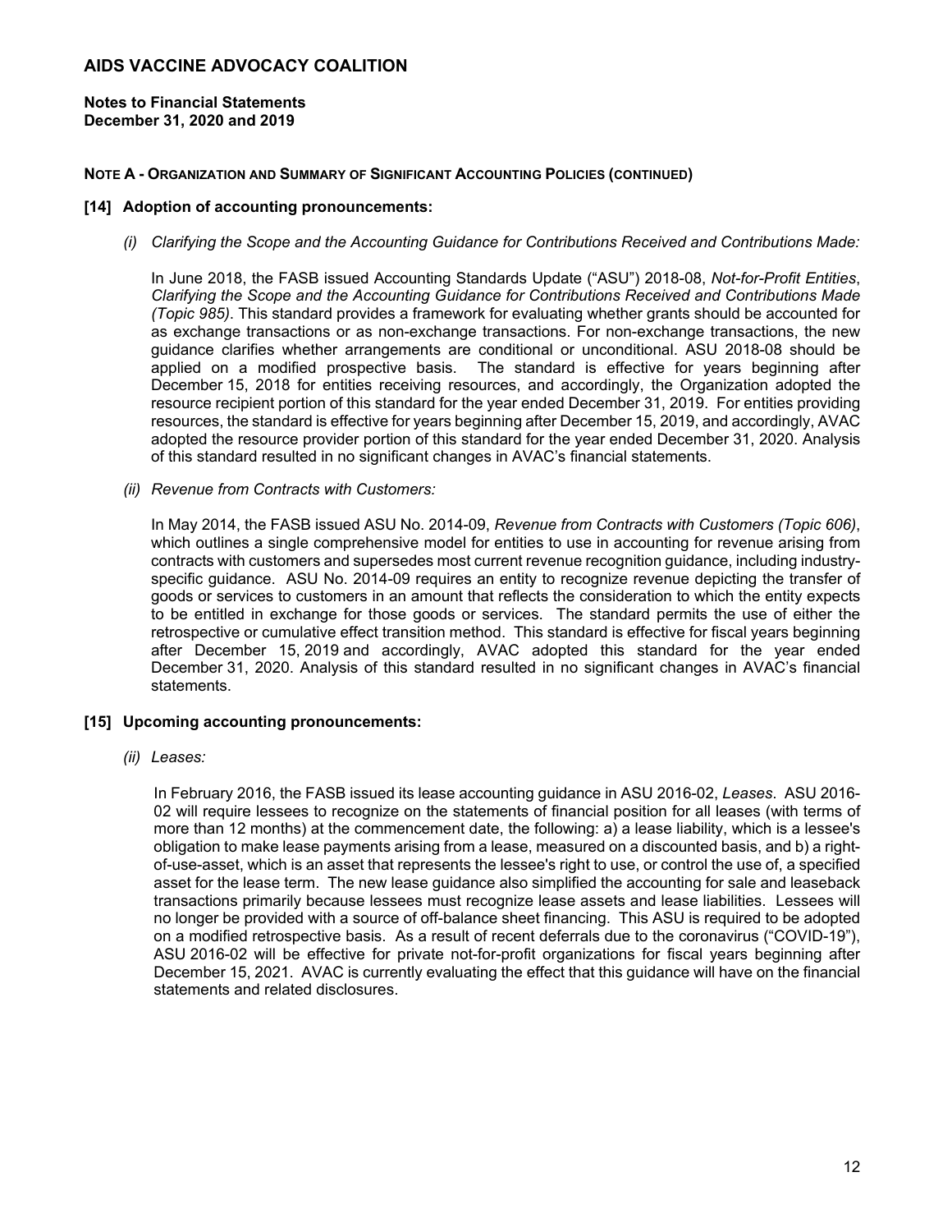**NOTE A - ORGANIZATION AND SUMMARY OF SIGNIFICANT ACCOUNTING POLICIES (CONTINUED)**

**[14] Adoption of accounting pronouncements:**

*(i) Clarifying the Scope and the Accounting Guidance for Contributions Received and Contributions Made:*

In June 2018, the FASB issued Accounting Standards Update ("ASU") 2018-08, *Not-for-Profit Entities*, *Clarifying the Scope and the Accounting Guidance for Contributions Received and Contributions Made (Topic 985)*. This standard provides a framework for evaluating whether grants should be accounted for as exchange transactions or as non-exchange transactions. For non-exchange transactions, the new guidance clarifies whether arrangements are conditional or unconditional. ASU 2018-08 should be applied on a modified prospective basis. The standard is effective for years beginning after December 15, 2018 for entities receiving resources, and accordingly, the Organization adopted the resource recipient portion of this standard for the year ended December 31, 2019. For entities providing resources, the standard is effective for years beginning after December 15, 2019, and accordingly, AVAC adopted the resource provider portion of this standard for the year ended December 31, 2020. Analysis of this standard resulted in no significant changes in AVAC's financial statements.

*(ii) Revenue from Contracts with Customers:*

In May 2014, the FASB issued ASU No. 2014-09, *Revenue from Contracts with Customers (Topic 606)*, which outlines a single comprehensive model for entities to use in accounting for revenue arising from contracts with customers and supersedes most current revenue recognition guidance, including industry-specific guidance. ASU No. 2014-09 requires an entity to recognize revenue depicting the transfer of goods or services to customers in an amount that reflects the consideration to which the entity expects to be entitled in exchange for those goods or services. The standard permits the use of either the retrospective or cumulative effect transition method. This standard is effective for fiscal years beginning after December 15, 2019 and accordingly, AVAC adopted this standard for the year ended December 31, 2020. Analysis of this standard resulted in no significant changes in AVAC's financial statements.

**[15] Upcoming accounting pronouncements:**

*(ii) Leases:*

In February 2016, the FASB issued its lease accounting guidance in ASU 2016-02, *Leases*. ASU 2016-02 will require lessees to recognize on the statements of financial position for all leases (with terms of more than 12 months) at the commencement date, the following: a) a lease liability, which is a lessee's obligation to make lease payments arising from a lease, measured on a discounted basis, and b) a right-of-use-asset, which is an asset that represents the lessee's right to use, or control the use of, a specified asset for the lease term. The new lease guidance also simplified the accounting for sale and leaseback transactions primarily because lessees must recognize lease assets and lease liabilities. Lessees will no longer be provided with a source of off-balance sheet financing. This ASU is required to be adopted on a modified retrospective basis. As a result of recent deferrals due to the coronavirus ("COVID-19"), ASU 2016-02 will be effective for private not-for-profit organizations for fiscal years beginning after December 15, 2021. AVAC is currently evaluating the effect that this guidance will have on the financial statements and related disclosures.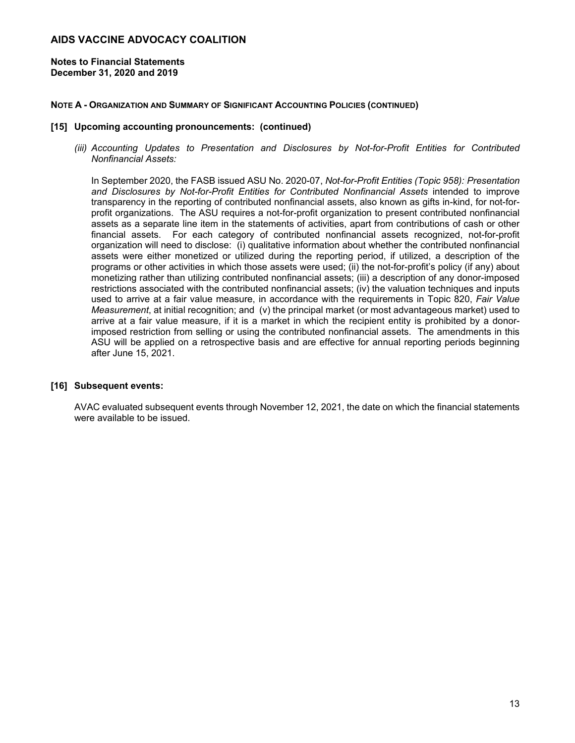# AIDS VACCINE ADVOCACY COALITION

**Notes to Financial Statements**
**December 31, 2020 and 2019**

**NOTE A - ORGANIZATION AND SUMMARY OF SIGNIFICANT ACCOUNTING POLICIES (CONTINUED)**

### [15] Upcoming accounting pronouncements: (continued)

*(iii) Accounting Updates to Presentation and Disclosures by Not-for-Profit Entities for Contributed Nonfinancial Assets:*

In September 2020, the FASB issued ASU No. 2020-07, *Not-for-Profit Entities (Topic 958): Presentation and Disclosures by Not-for-Profit Entities for Contributed Nonfinancial Assets* intended to improve transparency in the reporting of contributed nonfinancial assets, also known as gifts in-kind, for not-for-profit organizations. The ASU requires a not-for-profit organization to present contributed nonfinancial assets as a separate line item in the statements of activities, apart from contributions of cash or other financial assets. For each category of contributed nonfinancial assets recognized, not-for-profit organization will need to disclose: (i) qualitative information about whether the contributed nonfinancial assets were either monetized or utilized during the reporting period, if utilized, a description of the programs or other activities in which those assets were used; (ii) the not-for-profit's policy (if any) about monetizing rather than utilizing contributed nonfinancial assets; (iii) a description of any donor-imposed restrictions associated with the contributed nonfinancial assets; (iv) the valuation techniques and inputs used to arrive at a fair value measure, in accordance with the requirements in Topic 820, *Fair Value Measurement*, at initial recognition; and (v) the principal market (or most advantageous market) used to arrive at a fair value measure, if it is a market in which the recipient entity is prohibited by a donor-imposed restriction from selling or using the contributed nonfinancial assets. The amendments in this ASU will be applied on a retrospective basis and are effective for annual reporting periods beginning after June 15, 2021.

### [16] Subsequent events:

AVAC evaluated subsequent events through November 12, 2021, the date on which the financial statements were available to be issued.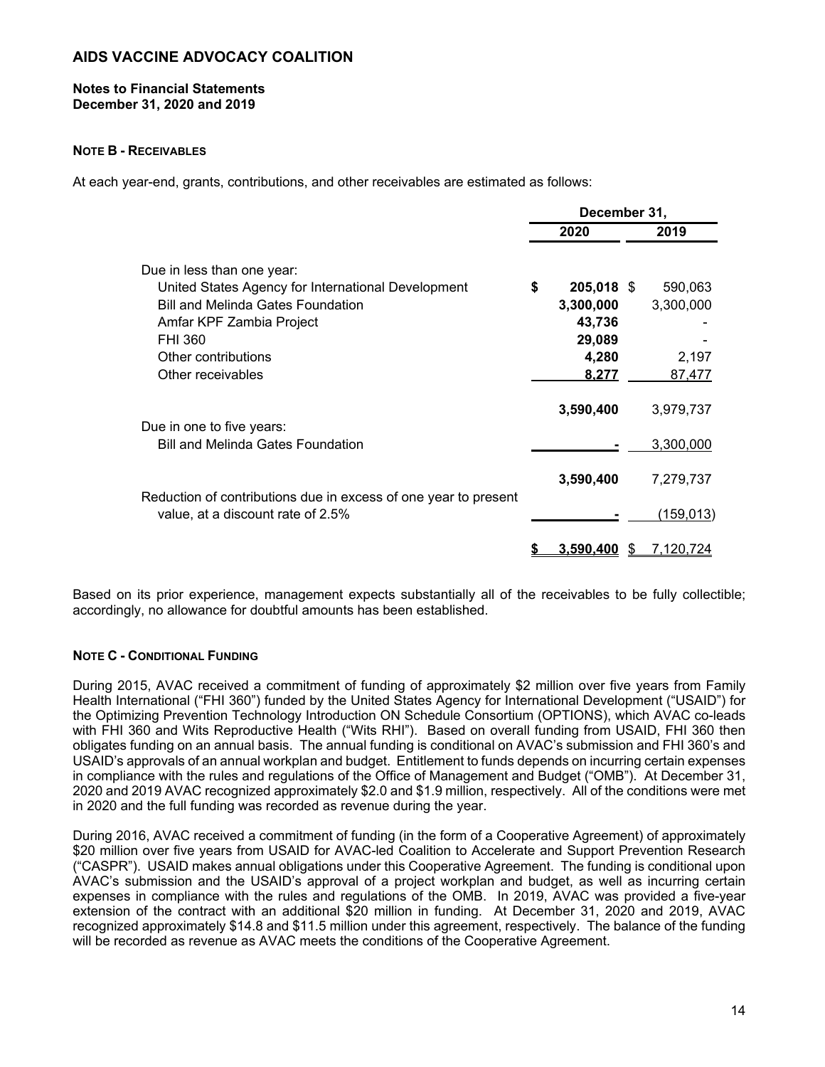# AIDS VACCINE ADVOCACY COALITION

**Notes to Financial Statements**
**December 31, 2020 and 2019**

**NOTE B - RECEIVABLES**

At each year-end, grants, contributions, and other receivables are estimated as follows:

| | December 31, | |
|---|---|---|
| | **2020** | **2019** |
| Due in less than one year: | | |
| United States Agency for International Development | **$ 205,018** | $ 590,063 |
| Bill and Melinda Gates Foundation | **3,300,000** | 3,300,000 |
| Amfar KPF Zambia Project | **43,736** | - |
| FHI 360 | **29,089** | - |
| Other contributions | **4,280** | 2,197 |
| Other receivables | **8,277** | 87,477 |
| | **3,590,400** | 3,979,737 |
| Due in one to five years: | | |
| Bill and Melinda Gates Foundation | **-** | 3,300,000 |
| | **3,590,400** | 7,279,737 |
| Reduction of contributions due in excess of one year to present value, at a discount rate of 2.5% | **-** | (159,013) |
| | **$ 3,590,400** | $ 7,120,724 |

Based on its prior experience, management expects substantially all of the receivables to be fully collectible; accordingly, no allowance for doubtful amounts has been established.

**NOTE C - CONDITIONAL FUNDING**

During 2015, AVAC received a commitment of funding of approximately $2 million over five years from Family Health International ("FHI 360") funded by the United States Agency for International Development ("USAID") for the Optimizing Prevention Technology Introduction ON Schedule Consortium (OPTIONS), which AVAC co-leads with FHI 360 and Wits Reproductive Health ("Wits RHI"). Based on overall funding from USAID, FHI 360 then obligates funding on an annual basis. The annual funding is conditional on AVAC's submission and FHI 360's and USAID's approvals of an annual workplan and budget. Entitlement to funds depends on incurring certain expenses in compliance with the rules and regulations of the Office of Management and Budget ("OMB"). At December 31, 2020 and 2019 AVAC recognized approximately $2.0 and $1.9 million, respectively. All of the conditions were met in 2020 and the full funding was recorded as revenue during the year.

During 2016, AVAC received a commitment of funding (in the form of a Cooperative Agreement) of approximately $20 million over five years from USAID for AVAC-led Coalition to Accelerate and Support Prevention Research ("CASPR"). USAID makes annual obligations under this Cooperative Agreement. The funding is conditional upon AVAC's submission and the USAID's approval of a project workplan and budget, as well as incurring certain expenses in compliance with the rules and regulations of the OMB. In 2019, AVAC was provided a five-year extension of the contract with an additional $20 million in funding. At December 31, 2020 and 2019, AVAC recognized approximately $14.8 and $11.5 million under this agreement, respectively. The balance of the funding will be recorded as revenue as AVAC meets the conditions of the Cooperative Agreement.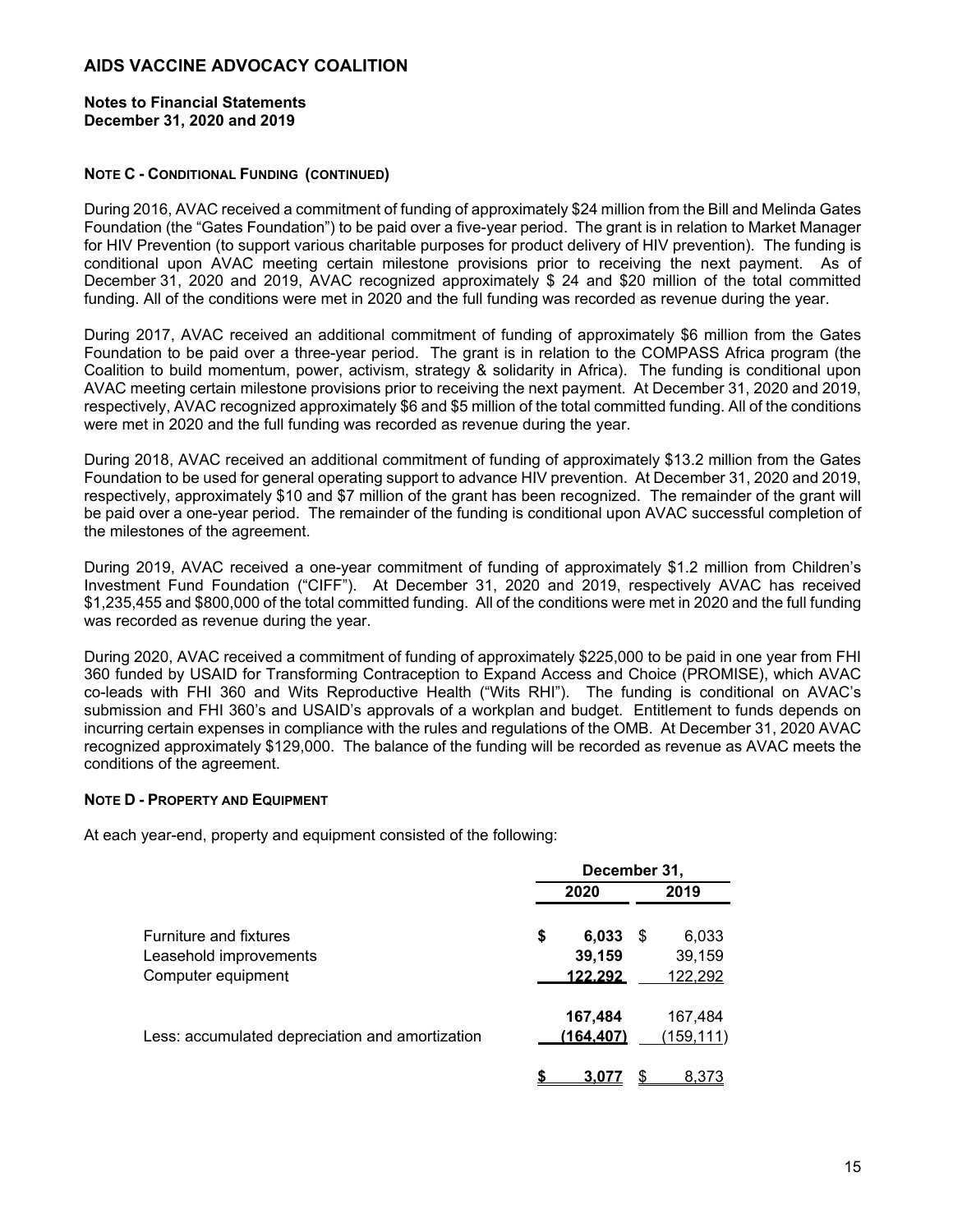**Notes to Financial Statements**
**December 31, 2020 and 2019**

#### NOTE C - CONDITIONAL FUNDING (CONTINUED)

During 2016, AVAC received a commitment of funding of approximately $24 million from the Bill and Melinda Gates Foundation (the "Gates Foundation") to be paid over a five-year period. The grant is in relation to Market Manager for HIV Prevention (to support various charitable purposes for product delivery of HIV prevention). The funding is conditional upon AVAC meeting certain milestone provisions prior to receiving the next payment. As of December 31, 2020 and 2019, AVAC recognized approximately $ 24 and $20 million of the total committed funding. All of the conditions were met in 2020 and the full funding was recorded as revenue during the year.

During 2017, AVAC received an additional commitment of funding of approximately $6 million from the Gates Foundation to be paid over a three-year period. The grant is in relation to the COMPASS Africa program (the Coalition to build momentum, power, activism, strategy & solidarity in Africa). The funding is conditional upon AVAC meeting certain milestone provisions prior to receiving the next payment. At December 31, 2020 and 2019, respectively, AVAC recognized approximately $6 and $5 million of the total committed funding. All of the conditions were met in 2020 and the full funding was recorded as revenue during the year.

During 2018, AVAC received an additional commitment of funding of approximately $13.2 million from the Gates Foundation to be used for general operating support to advance HIV prevention. At December 31, 2020 and 2019, respectively, approximately $10 and $7 million of the grant has been recognized. The remainder of the grant will be paid over a one-year period. The remainder of the funding is conditional upon AVAC successful completion of the milestones of the agreement.

During 2019, AVAC received a one-year commitment of funding of approximately $1.2 million from Children's Investment Fund Foundation ("CIFF"). At December 31, 2020 and 2019, respectively AVAC has received $1,235,455 and $800,000 of the total committed funding. All of the conditions were met in 2020 and the full funding was recorded as revenue during the year.

During 2020, AVAC received a commitment of funding of approximately $225,000 to be paid in one year from FHI 360 funded by USAID for Transforming Contraception to Expand Access and Choice (PROMISE), which AVAC co-leads with FHI 360 and Wits Reproductive Health ("Wits RHI"). The funding is conditional on AVAC's submission and FHI 360's and USAID's approvals of a workplan and budget. Entitlement to funds depends on incurring certain expenses in compliance with the rules and regulations of the OMB. At December 31, 2020 AVAC recognized approximately $129,000. The balance of the funding will be recorded as revenue as AVAC meets the conditions of the agreement.

#### NOTE D - PROPERTY AND EQUIPMENT

At each year-end, property and equipment consisted of the following:

| | December 31, 2020 | December 31, 2019 |
|---|---|---|
| Furniture and fixtures | **$ 6,033** | $ 6,033 |
| Leasehold improvements | **39,159** | 39,159 |
| Computer equipment | **122,292** | 122,292 |
| | **167,484** | 167,484 |
| Less: accumulated depreciation and amortization | **(164,407)** | (159,111) |
| | **$ 3,077** | $ 8,373 |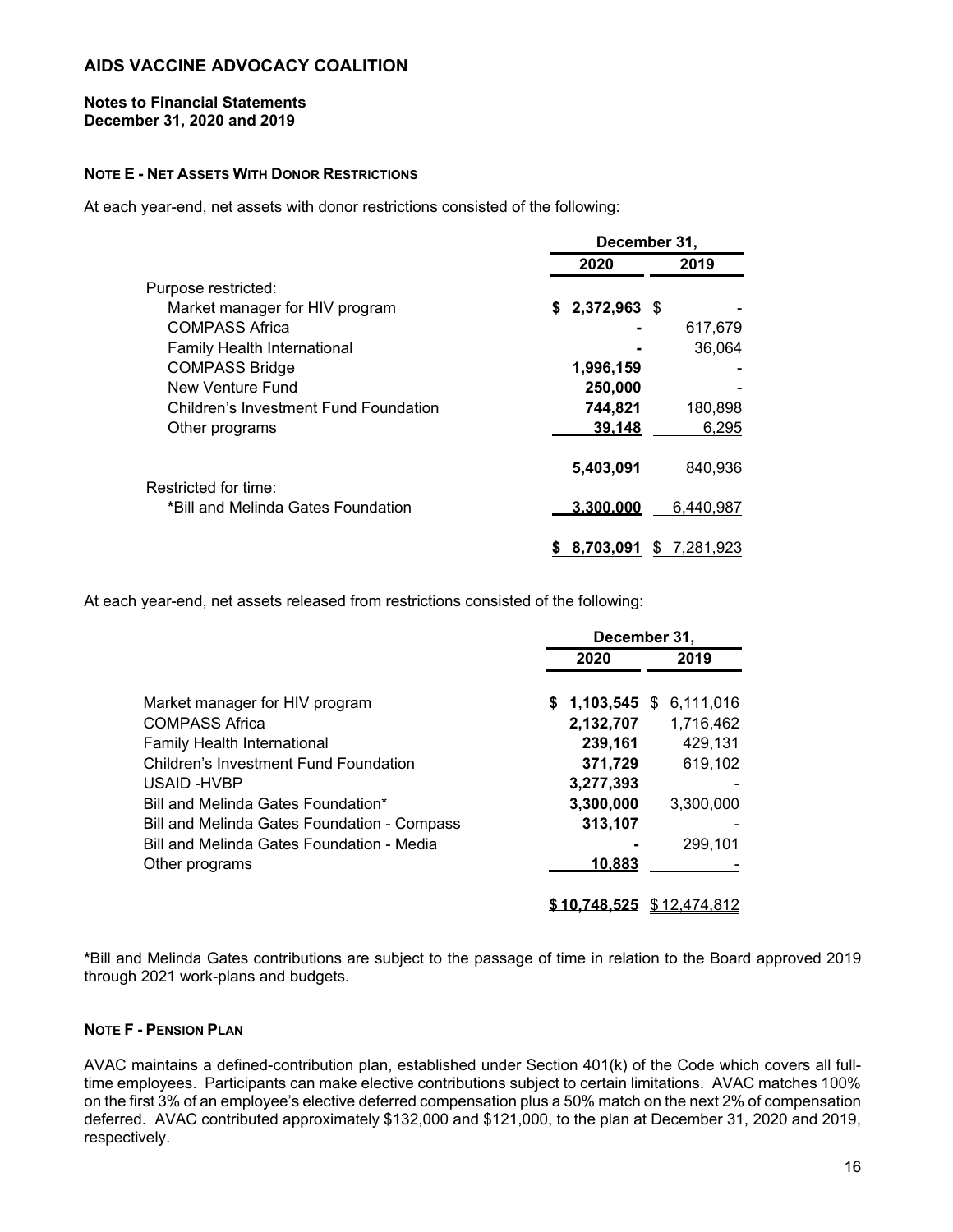# AIDS VACCINE ADVOCACY COALITION

**Notes to Financial Statements**
**December 31, 2020 and 2019**

**NOTE E - NET ASSETS WITH DONOR RESTRICTIONS**

At each year-end, net assets with donor restrictions consisted of the following:

| | December 31, | |
|---|---|---|
| | **2020** | **2019** |
| Purpose restricted: | | |
| Market manager for HIV program | **$ 2,372,963** | $ - |
| COMPASS Africa | **-** | 617,679 |
| Family Health International | **-** | 36,064 |
| COMPASS Bridge | **1,996,159** | - |
| New Venture Fund | **250,000** | - |
| Children's Investment Fund Foundation | **744,821** | 180,898 |
| Other programs | **39,148** | 6,295 |
| | **5,403,091** | 840,936 |
| Restricted for time: | | |
| *Bill and Melinda Gates Foundation | **3,300,000** | 6,440,987 |
| | **$ 8,703,091** | $ 7,281,923 |

At each year-end, net assets released from restrictions consisted of the following:

| | December 31, | |
|---|---|---|
| | **2020** | **2019** |
| Market manager for HIV program | **$ 1,103,545** | $ 6,111,016 |
| COMPASS Africa | **2,132,707** | 1,716,462 |
| Family Health International | **239,161** | 429,131 |
| Children's Investment Fund Foundation | **371,729** | 619,102 |
| USAID -HVBP | **3,277,393** | - |
| Bill and Melinda Gates Foundation* | **3,300,000** | 3,300,000 |
| Bill and Melinda Gates Foundation - Compass | **313,107** | - |
| Bill and Melinda Gates Foundation - Media | **-** | 299,101 |
| Other programs | **10,883** | - |
| | **$ 10,748,525** | $ 12,474,812 |

***Bill and Melinda Gates contributions are subject to the passage of time in relation to the Board approved 2019 through 2021 work-plans and budgets.

**NOTE F - PENSION PLAN**

AVAC maintains a defined-contribution plan, established under Section 401(k) of the Code which covers all full-time employees. Participants can make elective contributions subject to certain limitations. AVAC matches 100% on the first 3% of an employee's elective deferred compensation plus a 50% match on the next 2% of compensation deferred. AVAC contributed approximately $132,000 and $121,000, to the plan at December 31, 2020 and 2019, respectively.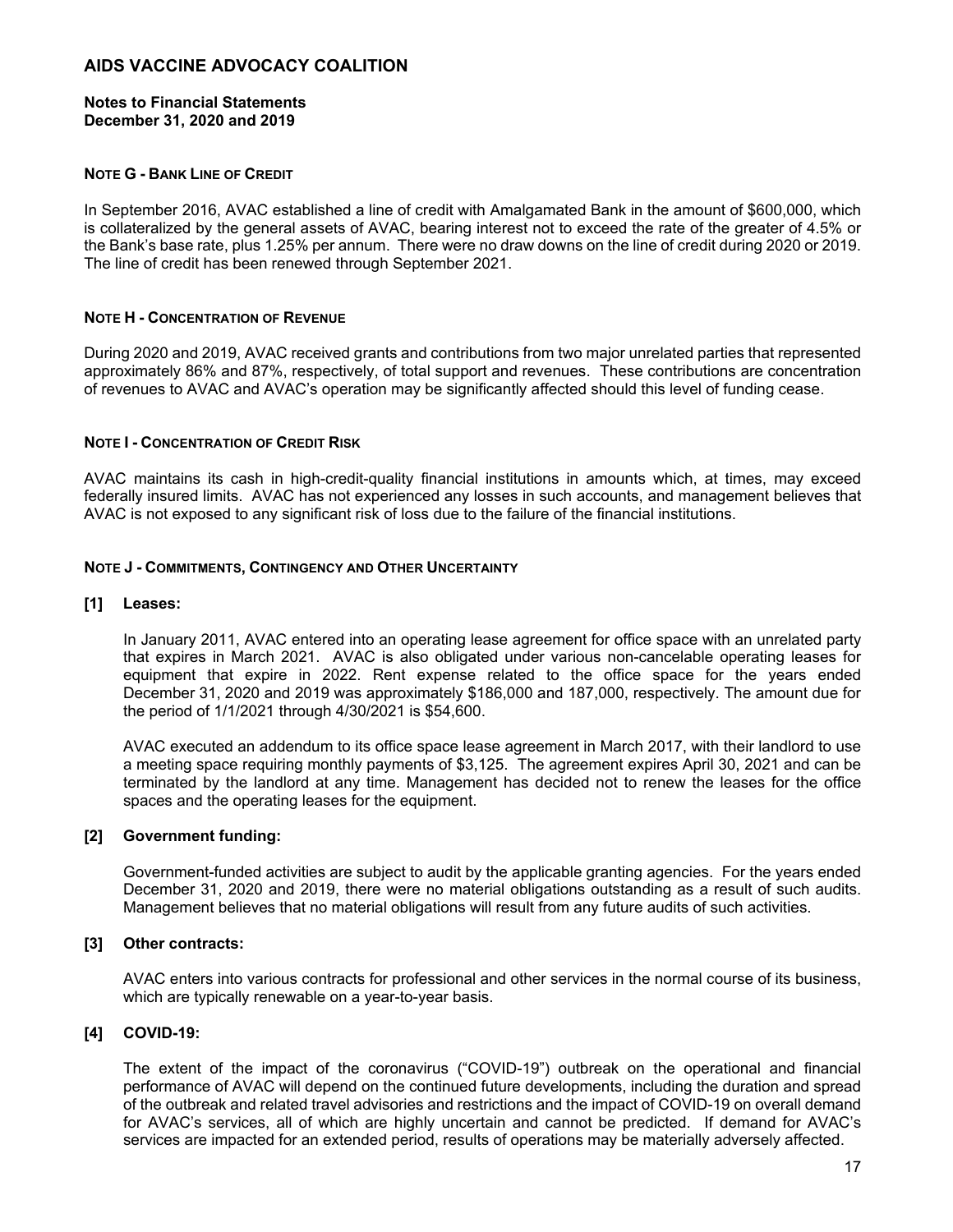# AIDS VACCINE ADVOCACY COALITION

**Notes to Financial Statements**
**December 31, 2020 and 2019**

## NOTE G - BANK LINE OF CREDIT

In September 2016, AVAC established a line of credit with Amalgamated Bank in the amount of $600,000, which is collateralized by the general assets of AVAC, bearing interest not to exceed the rate of the greater of 4.5% or the Bank's base rate, plus 1.25% per annum. There were no draw downs on the line of credit during 2020 or 2019. The line of credit has been renewed through September 2021.

## NOTE H - CONCENTRATION OF REVENUE

During 2020 and 2019, AVAC received grants and contributions from two major unrelated parties that represented approximately 86% and 87%, respectively, of total support and revenues. These contributions are concentration of revenues to AVAC and AVAC's operation may be significantly affected should this level of funding cease.

## NOTE I - CONCENTRATION OF CREDIT RISK

AVAC maintains its cash in high-credit-quality financial institutions in amounts which, at times, may exceed federally insured limits. AVAC has not experienced any losses in such accounts, and management believes that AVAC is not exposed to any significant risk of loss due to the failure of the financial institutions.

## NOTE J - COMMITMENTS, CONTINGENCY AND OTHER UNCERTAINTY

### [1] Leases:

In January 2011, AVAC entered into an operating lease agreement for office space with an unrelated party that expires in March 2021. AVAC is also obligated under various non-cancelable operating leases for equipment that expire in 2022. Rent expense related to the office space for the years ended December 31, 2020 and 2019 was approximately $186,000 and 187,000, respectively. The amount due for the period of 1/1/2021 through 4/30/2021 is $54,600.

AVAC executed an addendum to its office space lease agreement in March 2017, with their landlord to use a meeting space requiring monthly payments of $3,125. The agreement expires April 30, 2021 and can be terminated by the landlord at any time. Management has decided not to renew the leases for the office spaces and the operating leases for the equipment.

### [2] Government funding:

Government-funded activities are subject to audit by the applicable granting agencies. For the years ended December 31, 2020 and 2019, there were no material obligations outstanding as a result of such audits. Management believes that no material obligations will result from any future audits of such activities.

### [3] Other contracts:

AVAC enters into various contracts for professional and other services in the normal course of its business, which are typically renewable on a year-to-year basis.

### [4] COVID-19:

The extent of the impact of the coronavirus ("COVID-19") outbreak on the operational and financial performance of AVAC will depend on the continued future developments, including the duration and spread of the outbreak and related travel advisories and restrictions and the impact of COVID-19 on overall demand for AVAC's services, all of which are highly uncertain and cannot be predicted. If demand for AVAC's services are impacted for an extended period, results of operations may be materially adversely affected.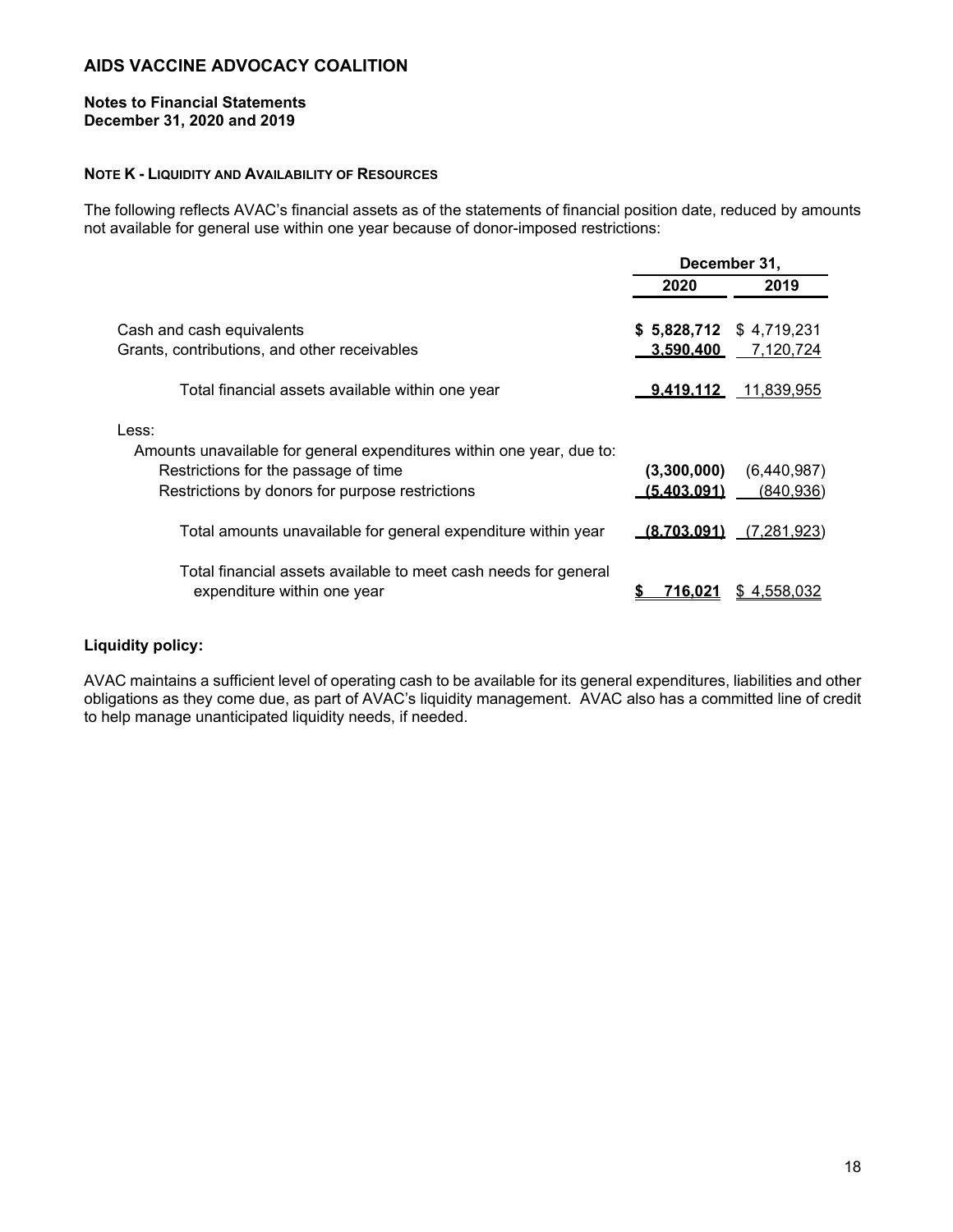# AIDS VACCINE ADVOCACY COALITION

**Notes to Financial Statements**
**December 31, 2020 and 2019**

## NOTE K - LIQUIDITY AND AVAILABILITY OF RESOURCES

The following reflects AVAC's financial assets as of the statements of financial position date, reduced by amounts not available for general use within one year because of donor-imposed restrictions:

| | December 31, | |
|---|---|---|
| | **2020** | **2019** |
| Cash and cash equivalents | **$ 5,828,712** | $ 4,719,231 |
| Grants, contributions, and other receivables | **3,590,400** | 7,120,724 |
| Total financial assets available within one year | **9,419,112** | 11,839,955 |
| Less: | | |
| Amounts unavailable for general expenditures within one year, due to: | | |
| Restrictions for the passage of time | **(3,300,000)** | (6,440,987) |
| Restrictions by donors for purpose restrictions | **(5,403,091)** | (840,936) |
| Total amounts unavailable for general expenditure within year | **(8,703,091)** | (7,281,923) |
| Total financial assets available to meet cash needs for general expenditure within one year | **$ 716,021** | $ 4,558,032 |

**Liquidity policy:**

AVAC maintains a sufficient level of operating cash to be available for its general expenditures, liabilities and other obligations as they come due, as part of AVAC's liquidity management. AVAC also has a committed line of credit to help manage unanticipated liquidity needs, if needed.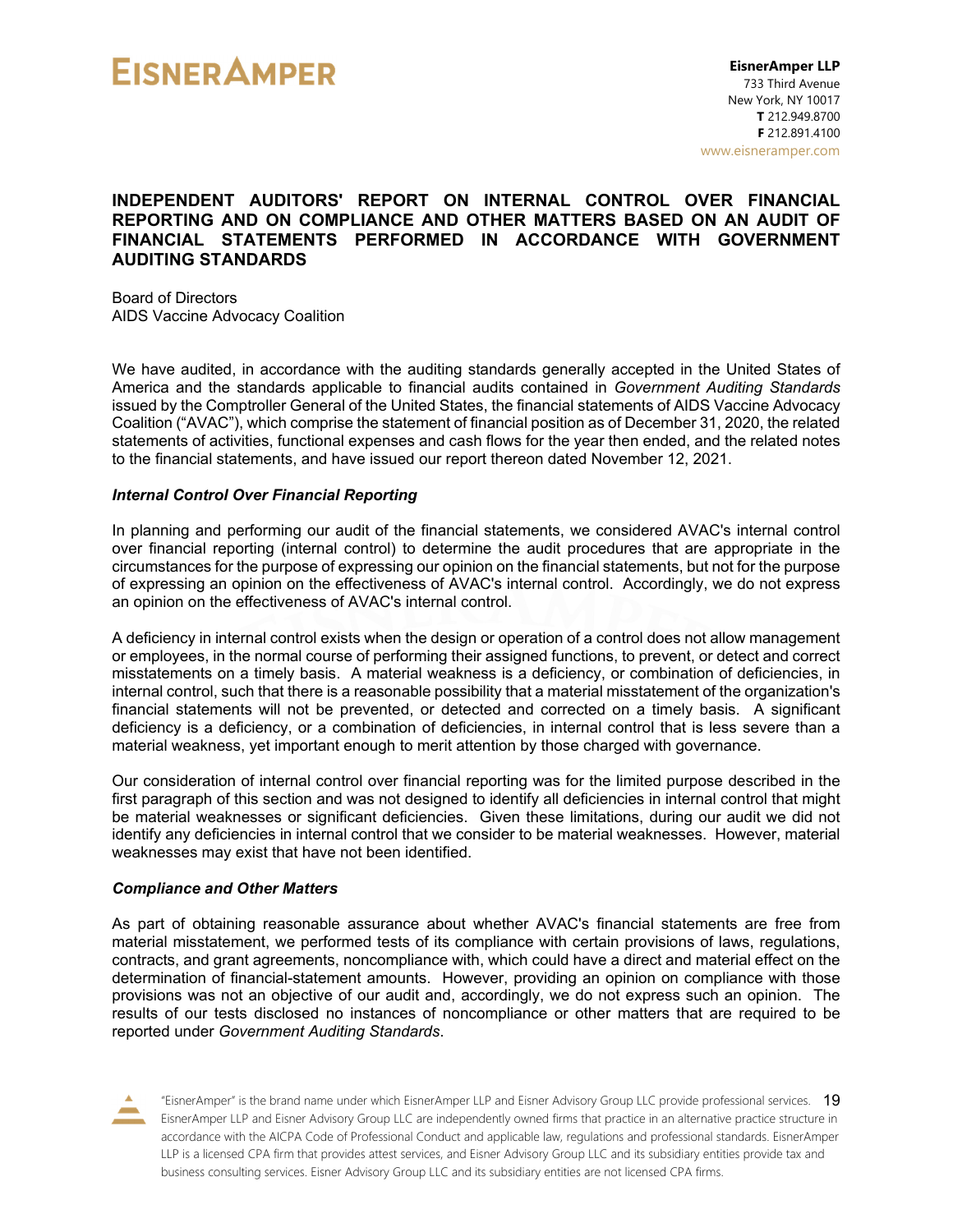**EISNERAMPER**

**EisnerAmper LLP**
733 Third Avenue
New York, NY 10017
**T** 212.949.8700
**F** 212.891.4100
www.eisneramper.com

## INDEPENDENT AUDITORS' REPORT ON INTERNAL CONTROL OVER FINANCIAL REPORTING AND ON COMPLIANCE AND OTHER MATTERS BASED ON AN AUDIT OF FINANCIAL STATEMENTS PERFORMED IN ACCORDANCE WITH GOVERNMENT AUDITING STANDARDS

Board of Directors
AIDS Vaccine Advocacy Coalition

We have audited, in accordance with the auditing standards generally accepted in the United States of America and the standards applicable to financial audits contained in *Government Auditing Standards* issued by the Comptroller General of the United States, the financial statements of AIDS Vaccine Advocacy Coalition ("AVAC"), which comprise the statement of financial position as of December 31, 2020, the related statements of activities, functional expenses and cash flows for the year then ended, and the related notes to the financial statements, and have issued our report thereon dated November 12, 2021.

### *Internal Control Over Financial Reporting*

In planning and performing our audit of the financial statements, we considered AVAC's internal control over financial reporting (internal control) to determine the audit procedures that are appropriate in the circumstances for the purpose of expressing our opinion on the financial statements, but not for the purpose of expressing an opinion on the effectiveness of AVAC's internal control. Accordingly, we do not express an opinion on the effectiveness of AVAC's internal control.

A deficiency in internal control exists when the design or operation of a control does not allow management or employees, in the normal course of performing their assigned functions, to prevent, or detect and correct misstatements on a timely basis. A material weakness is a deficiency, or combination of deficiencies, in internal control, such that there is a reasonable possibility that a material misstatement of the organization's financial statements will not be prevented, or detected and corrected on a timely basis. A significant deficiency is a deficiency, or a combination of deficiencies, in internal control that is less severe than a material weakness, yet important enough to merit attention by those charged with governance.

Our consideration of internal control over financial reporting was for the limited purpose described in the first paragraph of this section and was not designed to identify all deficiencies in internal control that might be material weaknesses or significant deficiencies. Given these limitations, during our audit we did not identify any deficiencies in internal control that we consider to be material weaknesses. However, material weaknesses may exist that have not been identified.

### *Compliance and Other Matters*

As part of obtaining reasonable assurance about whether AVAC's financial statements are free from material misstatement, we performed tests of its compliance with certain provisions of laws, regulations, contracts, and grant agreements, noncompliance with, which could have a direct and material effect on the determination of financial-statement amounts. However, providing an opinion on compliance with those provisions was not an objective of our audit and, accordingly, we do not express such an opinion. The results of our tests disclosed no instances of noncompliance or other matters that are required to be reported under *Government Auditing Standards*.

"EisnerAmper" is the brand name under which EisnerAmper LLP and Eisner Advisory Group LLC provide professional services. EisnerAmper LLP and Eisner Advisory Group LLC are independently owned firms that practice in an alternative practice structure in accordance with the AICPA Code of Professional Conduct and applicable law, regulations and professional standards. EisnerAmper LLP is a licensed CPA firm that provides attest services, and Eisner Advisory Group LLC and its subsidiary entities provide tax and business consulting services. Eisner Advisory Group LLC and its subsidiary entities are not licensed CPA firms.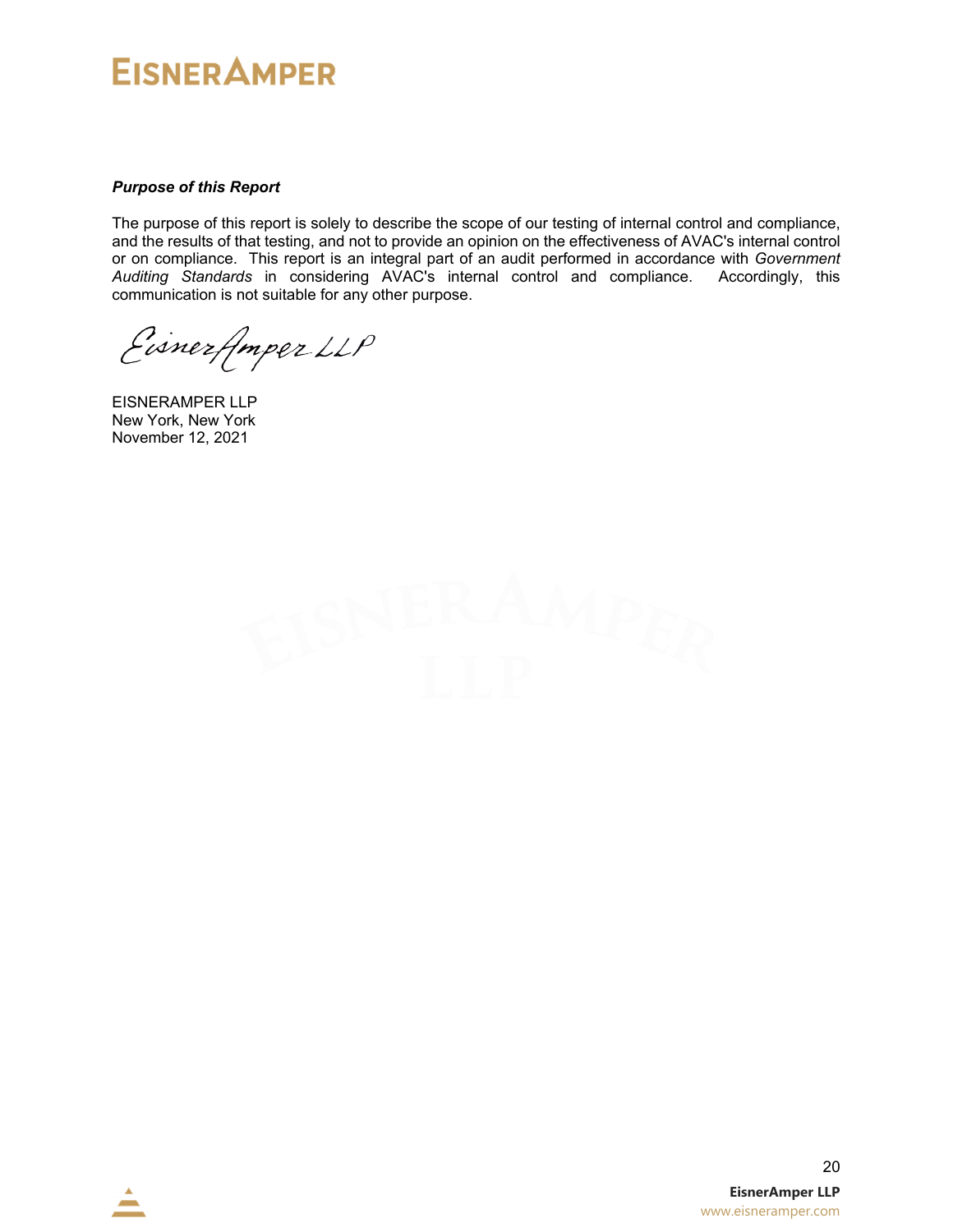***Purpose of this Report***

The purpose of this report is solely to describe the scope of our testing of internal control and compliance, and the results of that testing, and not to provide an opinion on the effectiveness of AVAC's internal control or on compliance. This report is an integral part of an audit performed in accordance with *Government Auditing Standards* in considering AVAC's internal control and compliance. Accordingly, this communication is not suitable for any other purpose.

EisnerAmper LLP

EISNERAMPER LLP
New York, New York
November 12, 2021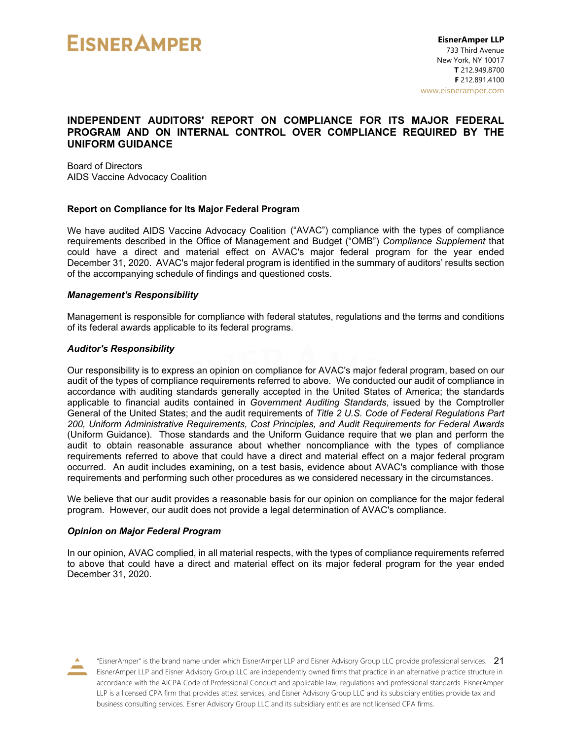# INDEPENDENT AUDITORS' REPORT ON COMPLIANCE FOR ITS MAJOR FEDERAL PROGRAM AND ON INTERNAL CONTROL OVER COMPLIANCE REQUIRED BY THE UNIFORM GUIDANCE

Board of Directors
AIDS Vaccine Advocacy Coalition

## Report on Compliance for Its Major Federal Program

We have audited AIDS Vaccine Advocacy Coalition ("AVAC") compliance with the types of compliance requirements described in the Office of Management and Budget ("OMB") *Compliance Supplement* that could have a direct and material effect on AVAC's major federal program for the year ended December 31, 2020. AVAC's major federal program is identified in the summary of auditors' results section of the accompanying schedule of findings and questioned costs.

### *Management's Responsibility*

Management is responsible for compliance with federal statutes, regulations and the terms and conditions of its federal awards applicable to its federal programs.

### *Auditor's Responsibility*

Our responsibility is to express an opinion on compliance for AVAC's major federal program, based on our audit of the types of compliance requirements referred to above. We conducted our audit of compliance in accordance with auditing standards generally accepted in the United States of America; the standards applicable to financial audits contained in *Government Auditing Standards*, issued by the Comptroller General of the United States; and the audit requirements of *Title 2 U.S. Code of Federal Regulations Part 200, Uniform Administrative Requirements, Cost Principles, and Audit Requirements for Federal Awards* (Uniform Guidance). Those standards and the Uniform Guidance require that we plan and perform the audit to obtain reasonable assurance about whether noncompliance with the types of compliance requirements referred to above that could have a direct and material effect on a major federal program occurred. An audit includes examining, on a test basis, evidence about AVAC's compliance with those requirements and performing such other procedures as we considered necessary in the circumstances.

We believe that our audit provides a reasonable basis for our opinion on compliance for the major federal program. However, our audit does not provide a legal determination of AVAC's compliance.

### *Opinion on Major Federal Program*

In our opinion, AVAC complied, in all material respects, with the types of compliance requirements referred to above that could have a direct and material effect on its major federal program for the year ended December 31, 2020.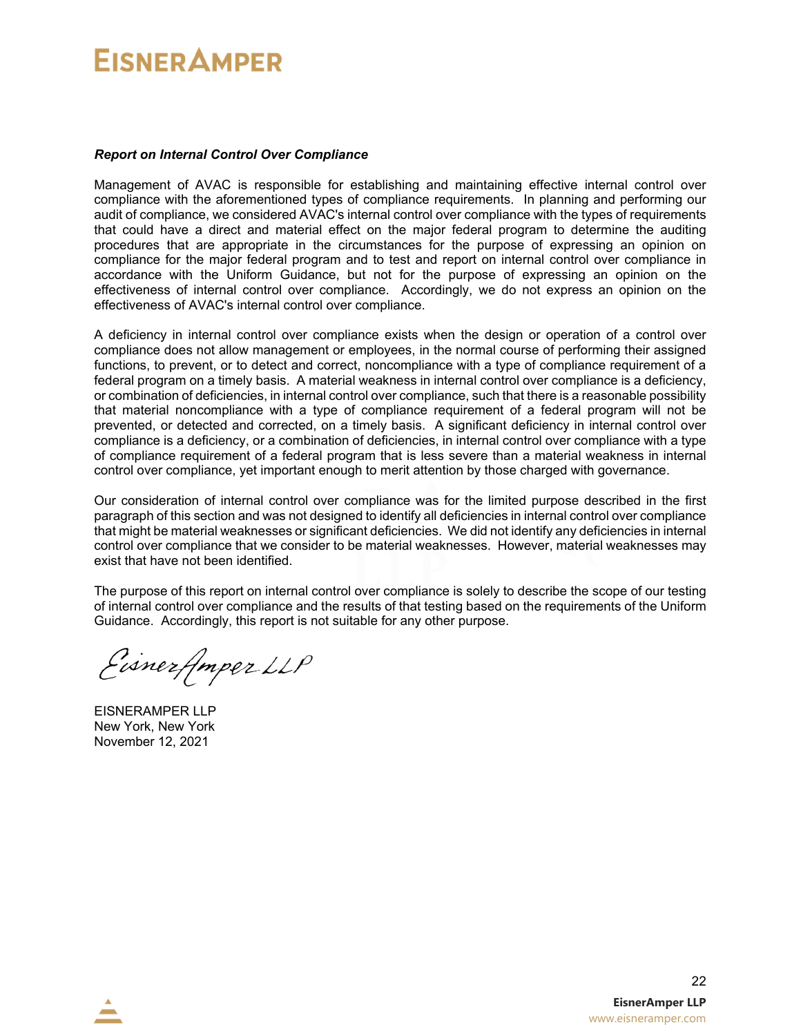### *Report on Internal Control Over Compliance*

Management of AVAC is responsible for establishing and maintaining effective internal control over compliance with the aforementioned types of compliance requirements. In planning and performing our audit of compliance, we considered AVAC's internal control over compliance with the types of requirements that could have a direct and material effect on the major federal program to determine the auditing procedures that are appropriate in the circumstances for the purpose of expressing an opinion on compliance for the major federal program and to test and report on internal control over compliance in accordance with the Uniform Guidance, but not for the purpose of expressing an opinion on the effectiveness of internal control over compliance. Accordingly, we do not express an opinion on the effectiveness of AVAC's internal control over compliance.

A deficiency in internal control over compliance exists when the design or operation of a control over compliance does not allow management or employees, in the normal course of performing their assigned functions, to prevent, or to detect and correct, noncompliance with a type of compliance requirement of a federal program on a timely basis. A material weakness in internal control over compliance is a deficiency, or combination of deficiencies, in internal control over compliance, such that there is a reasonable possibility that material noncompliance with a type of compliance requirement of a federal program will not be prevented, or detected and corrected, on a timely basis. A significant deficiency in internal control over compliance is a deficiency, or a combination of deficiencies, in internal control over compliance with a type of compliance requirement of a federal program that is less severe than a material weakness in internal control over compliance, yet important enough to merit attention by those charged with governance.

Our consideration of internal control over compliance was for the limited purpose described in the first paragraph of this section and was not designed to identify all deficiencies in internal control over compliance that might be material weaknesses or significant deficiencies. We did not identify any deficiencies in internal control over compliance that we consider to be material weaknesses. However, material weaknesses may exist that have not been identified.

The purpose of this report on internal control over compliance is solely to describe the scope of our testing of internal control over compliance and the results of that testing based on the requirements of the Uniform Guidance. Accordingly, this report is not suitable for any other purpose.

EisnerAmper LLP

EISNERAMPER LLP
New York, New York
November 12, 2021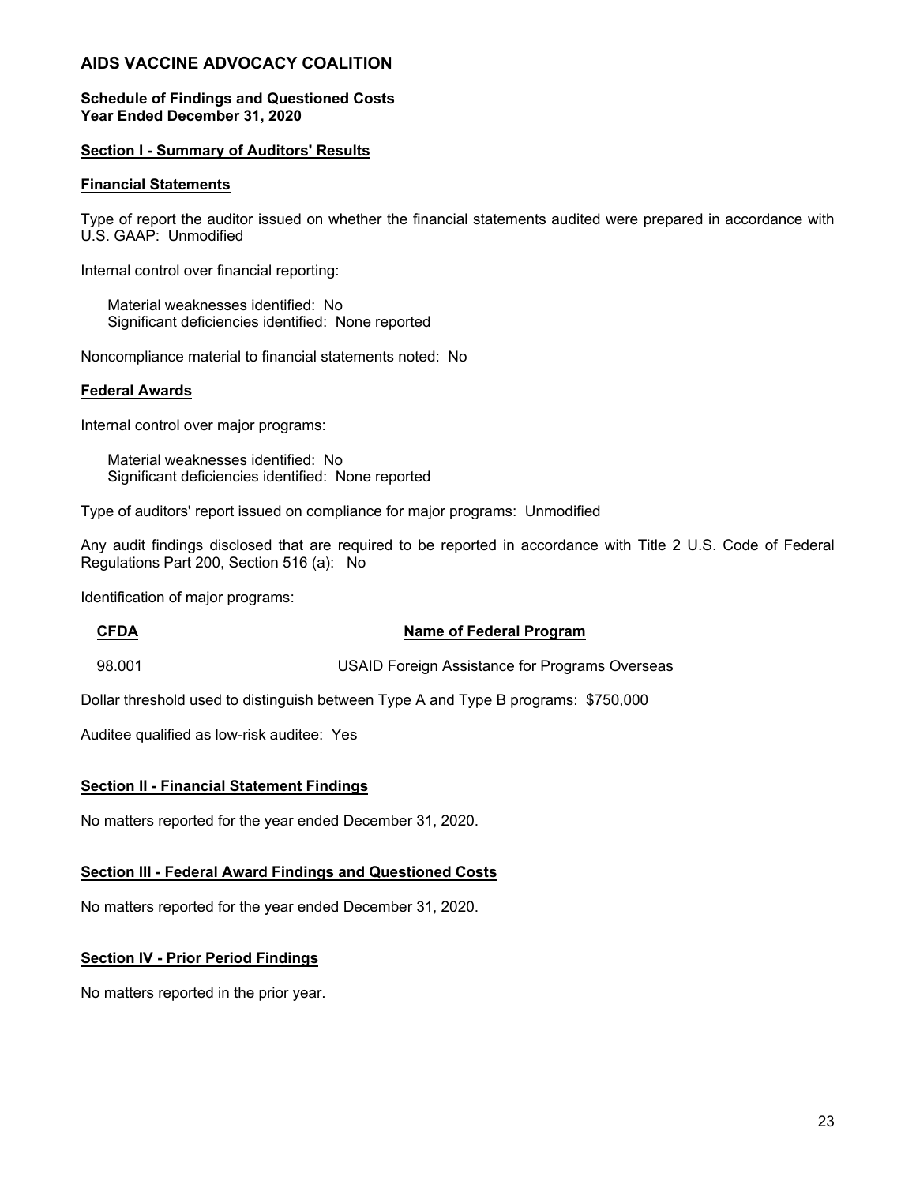# AIDS VACCINE ADVOCACY COALITION

**Schedule of Findings and Questioned Costs**
**Year Ended December 31, 2020**

## Section I - Summary of Auditors' Results

### Financial Statements

Type of report the auditor issued on whether the financial statements audited were prepared in accordance with U.S. GAAP: Unmodified

Internal control over financial reporting:

Material weaknesses identified: No
Significant deficiencies identified: None reported

Noncompliance material to financial statements noted: No

### Federal Awards

Internal control over major programs:

Material weaknesses identified: No
Significant deficiencies identified: None reported

Type of auditors' report issued on compliance for major programs: Unmodified

Any audit findings disclosed that are required to be reported in accordance with Title 2 U.S. Code of Federal Regulations Part 200, Section 516 (a): No

Identification of major programs:

| CFDA | Name of Federal Program |
|---|---|
| 98.001 | USAID Foreign Assistance for Programs Overseas |

Dollar threshold used to distinguish between Type A and Type B programs: $750,000

Auditee qualified as low-risk auditee: Yes

## Section II - Financial Statement Findings

No matters reported for the year ended December 31, 2020.

## Section III - Federal Award Findings and Questioned Costs

No matters reported for the year ended December 31, 2020.

## Section IV - Prior Period Findings

No matters reported in the prior year.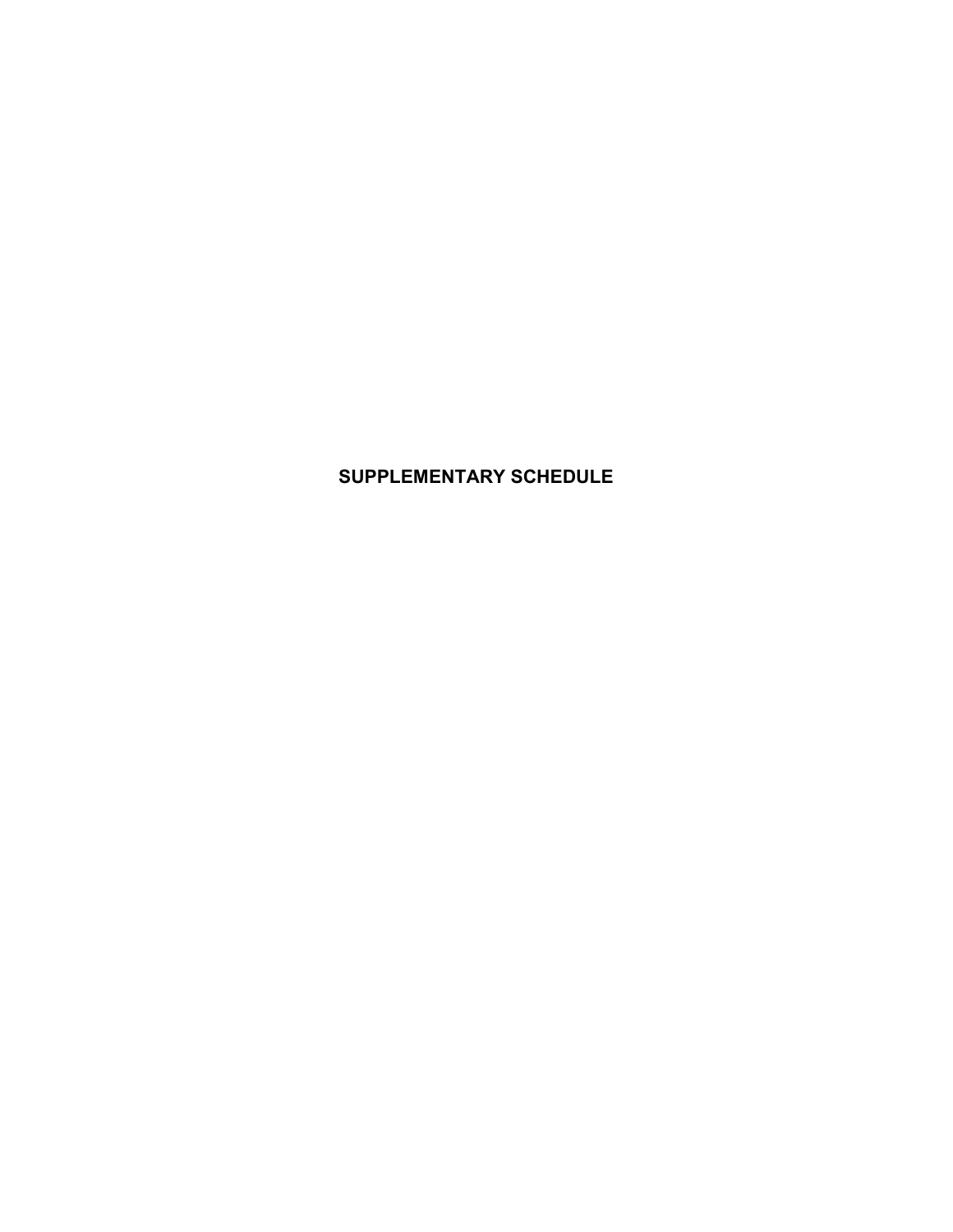# SUPPLEMENTARY SCHEDULE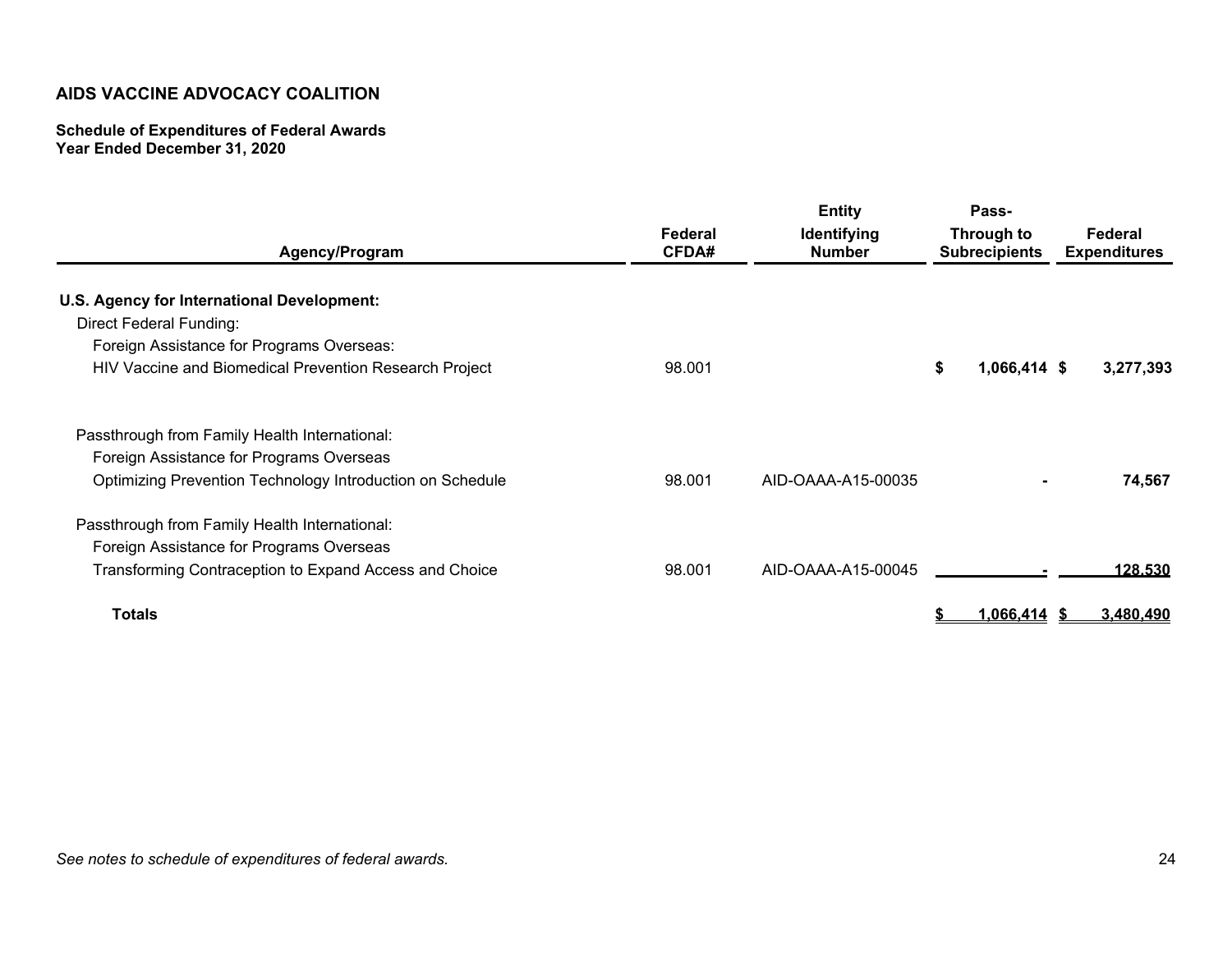## AIDS VACCINE ADVOCACY COALITION

**Schedule of Expenditures of Federal Awards**
**Year Ended December 31, 2020**

| Agency/Program | Federal CFDA# | Entity Identifying Number | Pass-Through to Subrecipients | Federal Expenditures |
|---|---|---|---|---|
| **U.S. Agency for International Development:** | | | | |
| Direct Federal Funding: | | | | |
| Foreign Assistance for Programs Overseas: | | | | |
| HIV Vaccine and Biomedical Prevention Research Project | 98.001 | | $ 1,066,414 | $ 3,277,393 |
| Passthrough from Family Health International: | | | | |
| Foreign Assistance for Programs Overseas | | | | |
| Optimizing Prevention Technology Introduction on Schedule | 98.001 | AID-OAAA-A15-00035 | - | 74,567 |
| Passthrough from Family Health International: | | | | |
| Foreign Assistance for Programs Overseas | | | | |
| Transforming Contraception to Expand Access and Choice | 98.001 | AID-OAAA-A15-00045 | - | 128,530 |
| **Totals** | | | **$ 1,066,414** | **$ 3,480,490** |

*See notes to schedule of expenditures of federal awards.*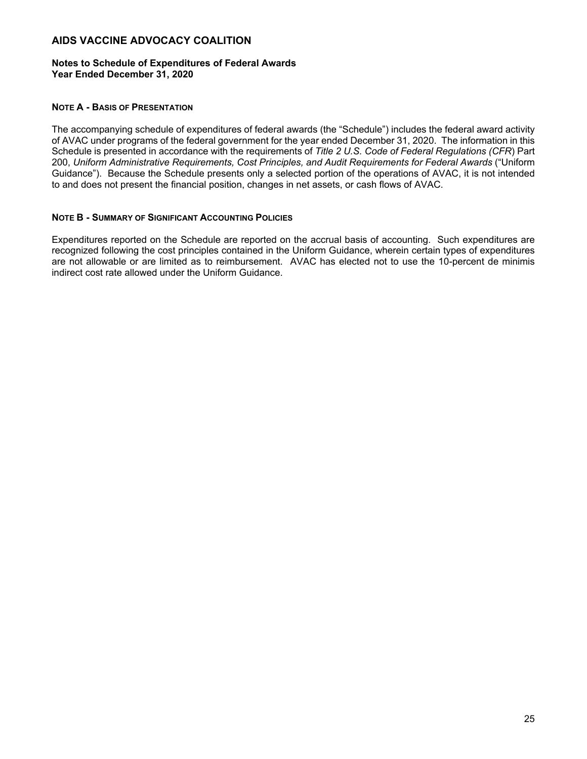# AIDS VACCINE ADVOCACY COALITION

**Notes to Schedule of Expenditures of Federal Awards**
**Year Ended December 31, 2020**

### NOTE A - BASIS OF PRESENTATION

The accompanying schedule of expenditures of federal awards (the "Schedule") includes the federal award activity of AVAC under programs of the federal government for the year ended December 31, 2020. The information in this Schedule is presented in accordance with the requirements of *Title 2 U.S. Code of Federal Regulations (CFR*) Part 200, *Uniform Administrative Requirements, Cost Principles, and Audit Requirements for Federal Awards* ("Uniform Guidance"). Because the Schedule presents only a selected portion of the operations of AVAC, it is not intended to and does not present the financial position, changes in net assets, or cash flows of AVAC.

### NOTE B - SUMMARY OF SIGNIFICANT ACCOUNTING POLICIES

Expenditures reported on the Schedule are reported on the accrual basis of accounting. Such expenditures are recognized following the cost principles contained in the Uniform Guidance, wherein certain types of expenditures are not allowable or are limited as to reimbursement. AVAC has elected not to use the 10-percent de minimis indirect cost rate allowed under the Uniform Guidance.